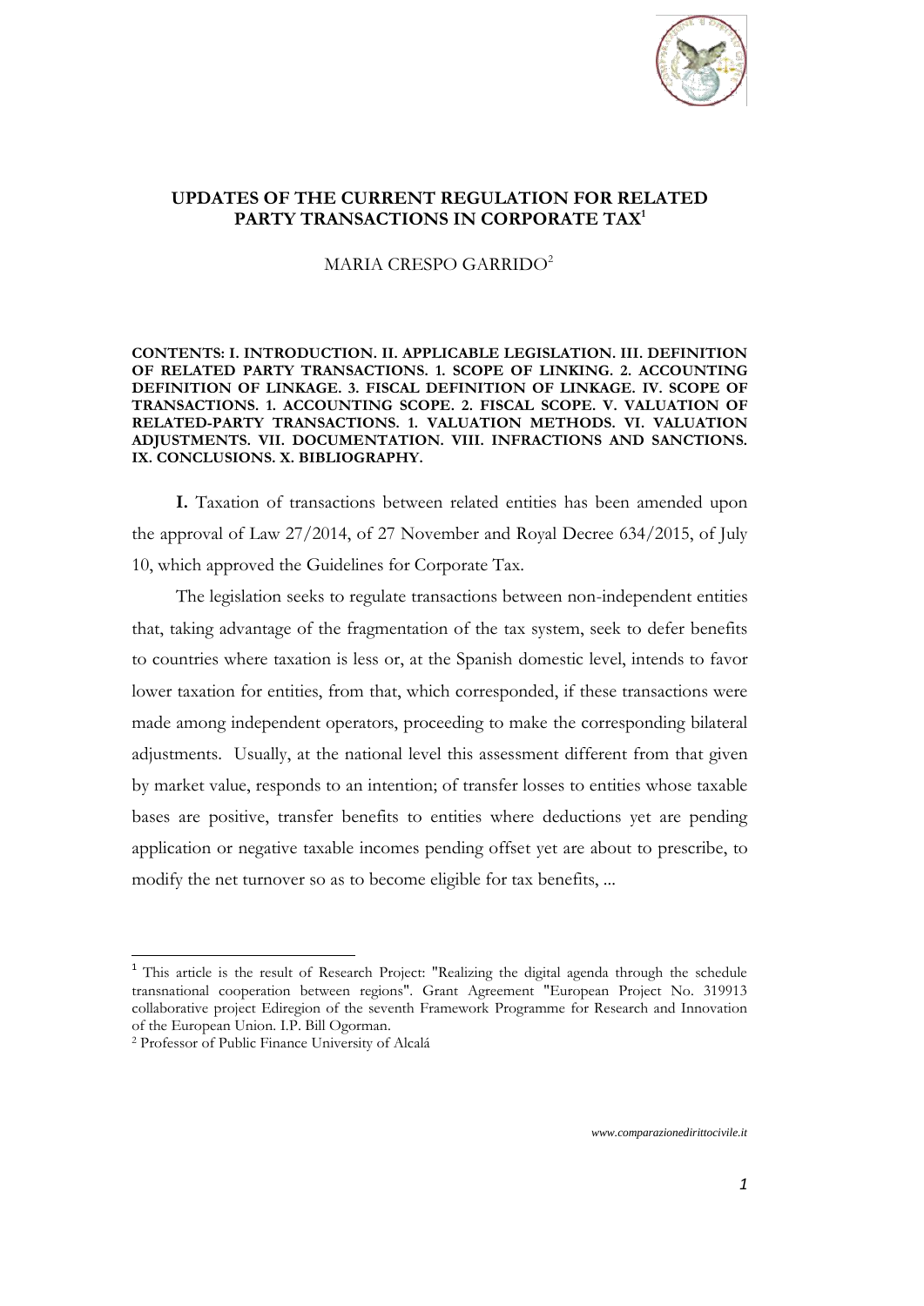# UPDATES OF THE CURRENT REGULATION FOR RELATED PARTY TRANSACTIONS IN CORPORATE TAX[1]

MARIA CRESPO GARRIDO[2]

**CONTENTS: I. INTRODUCTION. II. APPLICABLE LEGISLATION. III. DEFINITION OF RELATED PARTY TRANSACTIONS. 1. SCOPE OF LINKING. 2. ACCOUNTING DEFINITION OF LINKAGE. 3. FISCAL DEFINITION OF LINKAGE. IV. SCOPE OF TRANSACTIONS. 1. ACCOUNTING SCOPE. 2. FISCAL SCOPE. V. VALUATION OF RELATED-PARTY TRANSACTIONS. 1. VALUATION METHODS. VI. VALUATION ADJUSTMENTS. VII. DOCUMENTATION. VIII. INFRACTIONS AND SANCTIONS. IX. CONCLUSIONS. X. BIBLIOGRAPHY.**

**I.** Taxation of transactions between related entities has been amended upon the approval of Law 27/2014, of 27 November and Royal Decree 634/2015, of July 10, which approved the Guidelines for Corporate Tax.

The legislation seeks to regulate transactions between non-independent entities that, taking advantage of the fragmentation of the tax system, seek to defer benefits to countries where taxation is less or, at the Spanish domestic level, intends to favor lower taxation for entities, from that, which corresponded, if these transactions were made among independent operators, proceeding to make the corresponding bilateral adjustments. Usually, at the national level this assessment different from that given by market value, responds to an intention; of transfer losses to entities whose taxable bases are positive, transfer benefits to entities where deductions yet are pending application or negative taxable incomes pending offset yet are about to prescribe, to modify the net turnover so as to become eligible for tax benefits, ...

---

[1] This article is the result of Research Project: "Realizing the digital agenda through the schedule transnational cooperation between regions". Grant Agreement "European Project No. 319913 collaborative project Ediregion of the seventh Framework Programme for Research and Innovation of the European Union. I.P. Bill Ogorman.

[2] Professor of Public Finance University of Alcalá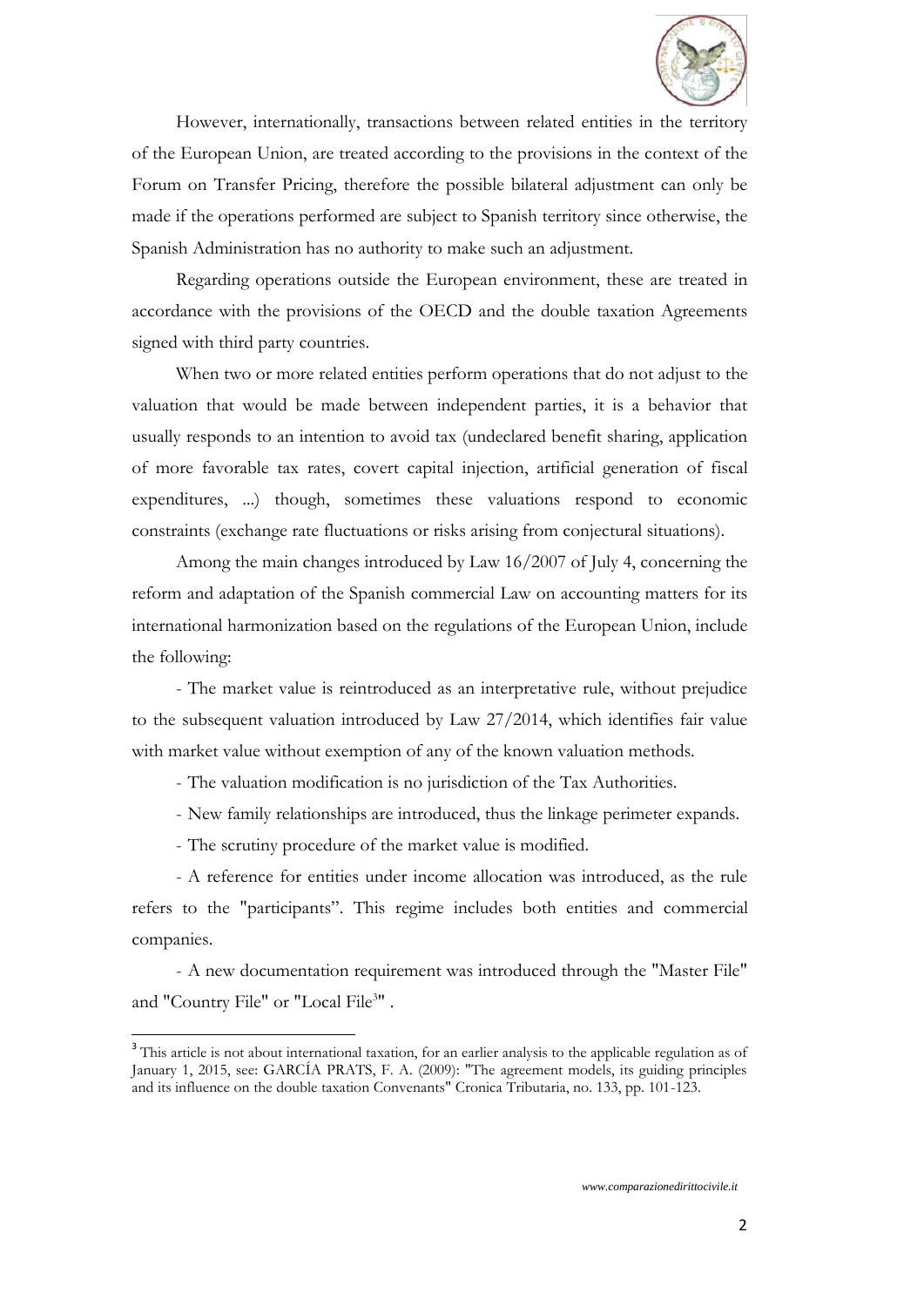However, internationally, transactions between related entities in the territory of the European Union, are treated according to the provisions in the context of the Forum on Transfer Pricing, therefore the possible bilateral adjustment can only be made if the operations performed are subject to Spanish territory since otherwise, the Spanish Administration has no authority to make such an adjustment.

Regarding operations outside the European environment, these are treated in accordance with the provisions of the OECD and the double taxation Agreements signed with third party countries.

When two or more related entities perform operations that do not adjust to the valuation that would be made between independent parties, it is a behavior that usually responds to an intention to avoid tax (undeclared benefit sharing, application of more favorable tax rates, covert capital injection, artificial generation of fiscal expenditures, ...) though, sometimes these valuations respond to economic constraints (exchange rate fluctuations or risks arising from conjectural situations).

Among the main changes introduced by Law 16/2007 of July 4, concerning the reform and adaptation of the Spanish commercial Law on accounting matters for its international harmonization based on the regulations of the European Union, include the following:

- The market value is reintroduced as an interpretative rule, without prejudice to the subsequent valuation introduced by Law 27/2014, which identifies fair value with market value without exemption of any of the known valuation methods.
- The valuation modification is no jurisdiction of the Tax Authorities.
- New family relationships are introduced, thus the linkage perimeter expands.
- The scrutiny procedure of the market value is modified.
- A reference for entities under income allocation was introduced, as the rule refers to the "participants". This regime includes both entities and commercial companies.
- A new documentation requirement was introduced through the "Master File" and "Country File" or "Local File[3]" .

[3] This article is not about international taxation, for an earlier analysis to the applicable regulation as of January 1, 2015, see: GARCÍA PRATS, F. A. (2009): "The agreement models, its guiding principles and its influence on the double taxation Convenants" Cronica Tributaria, no. 133, pp. 101-123.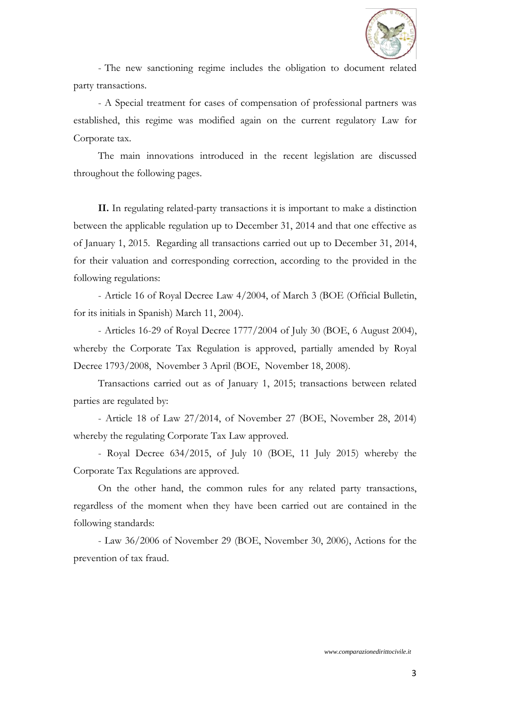- The new sanctioning regime includes the obligation to document related party transactions.

- A Special treatment for cases of compensation of professional partners was established, this regime was modified again on the current regulatory Law for Corporate tax.

The main innovations introduced in the recent legislation are discussed throughout the following pages.

**II.** In regulating related-party transactions it is important to make a distinction between the applicable regulation up to December 31, 2014 and that one effective as of January 1, 2015. Regarding all transactions carried out up to December 31, 2014, for their valuation and corresponding correction, according to the provided in the following regulations:

- Article 16 of Royal Decree Law 4/2004, of March 3 (BOE (Official Bulletin, for its initials in Spanish) March 11, 2004).

- Articles 16-29 of Royal Decree 1777/2004 of July 30 (BOE, 6 August 2004), whereby the Corporate Tax Regulation is approved, partially amended by Royal Decree 1793/2008, November 3 April (BOE, November 18, 2008).

Transactions carried out as of January 1, 2015; transactions between related parties are regulated by:

- Article 18 of Law 27/2014, of November 27 (BOE, November 28, 2014) whereby the regulating Corporate Tax Law approved.

- Royal Decree 634/2015, of July 10 (BOE, 11 July 2015) whereby the Corporate Tax Regulations are approved.

On the other hand, the common rules for any related party transactions, regardless of the moment when they have been carried out are contained in the following standards:

- Law 36/2006 of November 29 (BOE, November 30, 2006), Actions for the prevention of tax fraud.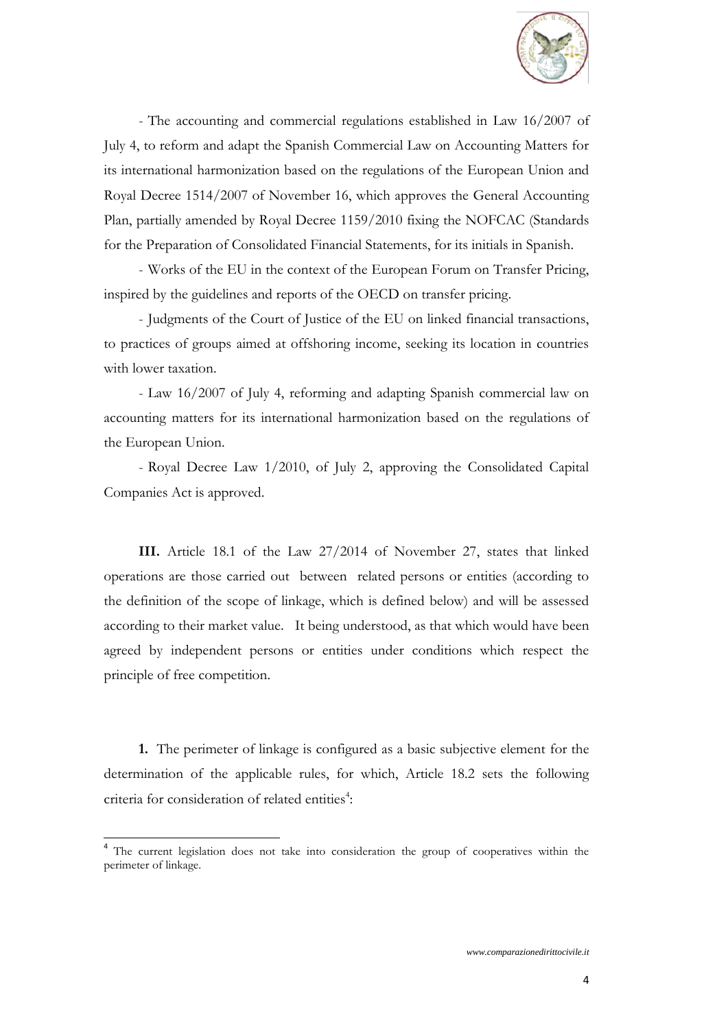- The accounting and commercial regulations established in Law 16/2007 of July 4, to reform and adapt the Spanish Commercial Law on Accounting Matters for its international harmonization based on the regulations of the European Union and Royal Decree 1514/2007 of November 16, which approves the General Accounting Plan, partially amended by Royal Decree 1159/2010 fixing the NOFCAC (Standards for the Preparation of Consolidated Financial Statements, for its initials in Spanish.

- Works of the EU in the context of the European Forum on Transfer Pricing, inspired by the guidelines and reports of the OECD on transfer pricing.

- Judgments of the Court of Justice of the EU on linked financial transactions, to practices of groups aimed at offshoring income, seeking its location in countries with lower taxation.

- Law 16/2007 of July 4, reforming and adapting Spanish commercial law on accounting matters for its international harmonization based on the regulations of the European Union.

- Royal Decree Law 1/2010, of July 2, approving the Consolidated Capital Companies Act is approved.

**III.** Article 18.1 of the Law 27/2014 of November 27, states that linked operations are those carried out between related persons or entities (according to the definition of the scope of linkage, which is defined below) and will be assessed according to their market value. It being understood, as that which would have been agreed by independent persons or entities under conditions which respect the principle of free competition.

**1.** The perimeter of linkage is configured as a basic subjective element for the determination of the applicable rules, for which, Article 18.2 sets the following criteria for consideration of related entities[4]:

[4] The current legislation does not take into consideration the group of cooperatives within the perimeter of linkage.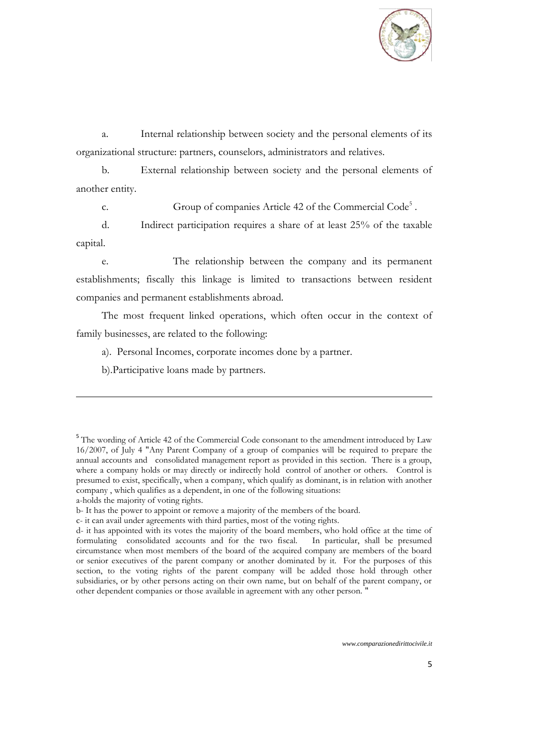a. Internal relationship between society and the personal elements of its organizational structure: partners, counselors, administrators and relatives.

b. External relationship between society and the personal elements of another entity.

c. Group of companies Article 42 of the Commercial Code[5].

d. Indirect participation requires a share of at least 25% of the taxable capital.

e. The relationship between the company and its permanent establishments; fiscally this linkage is limited to transactions between resident companies and permanent establishments abroad.

The most frequent linked operations, which often occur in the context of family businesses, are related to the following:

a). Personal Incomes, corporate incomes done by a partner.

b).Participative loans made by partners.

---

[5] The wording of Article 42 of the Commercial Code consonant to the amendment introduced by Law 16/2007, of July 4 "Any Parent Company of a group of companies will be required to prepare the annual accounts and consolidated management report as provided in this section. There is a group, where a company holds or may directly or indirectly hold control of another or others. Control is presumed to exist, specifically, when a company, which qualify as dominant, is in relation with another company , which qualifies as a dependent, in one of the following situations:

a-holds the majority of voting rights.

b- It has the power to appoint or remove a majority of the members of the board.

c- it can avail under agreements with third parties, most of the voting rights.

d- it has appointed with its votes the majority of the board members, who hold office at the time of formulating consolidated accounts and for the two fiscal. In particular, shall be presumed circumstance when most members of the board of the acquired company are members of the board or senior executives of the parent company or another dominated by it. For the purposes of this section, to the voting rights of the parent company will be added those hold through other subsidiaries, or by other persons acting on their own name, but on behalf of the parent company, or other dependent companies or those available in agreement with any other person. "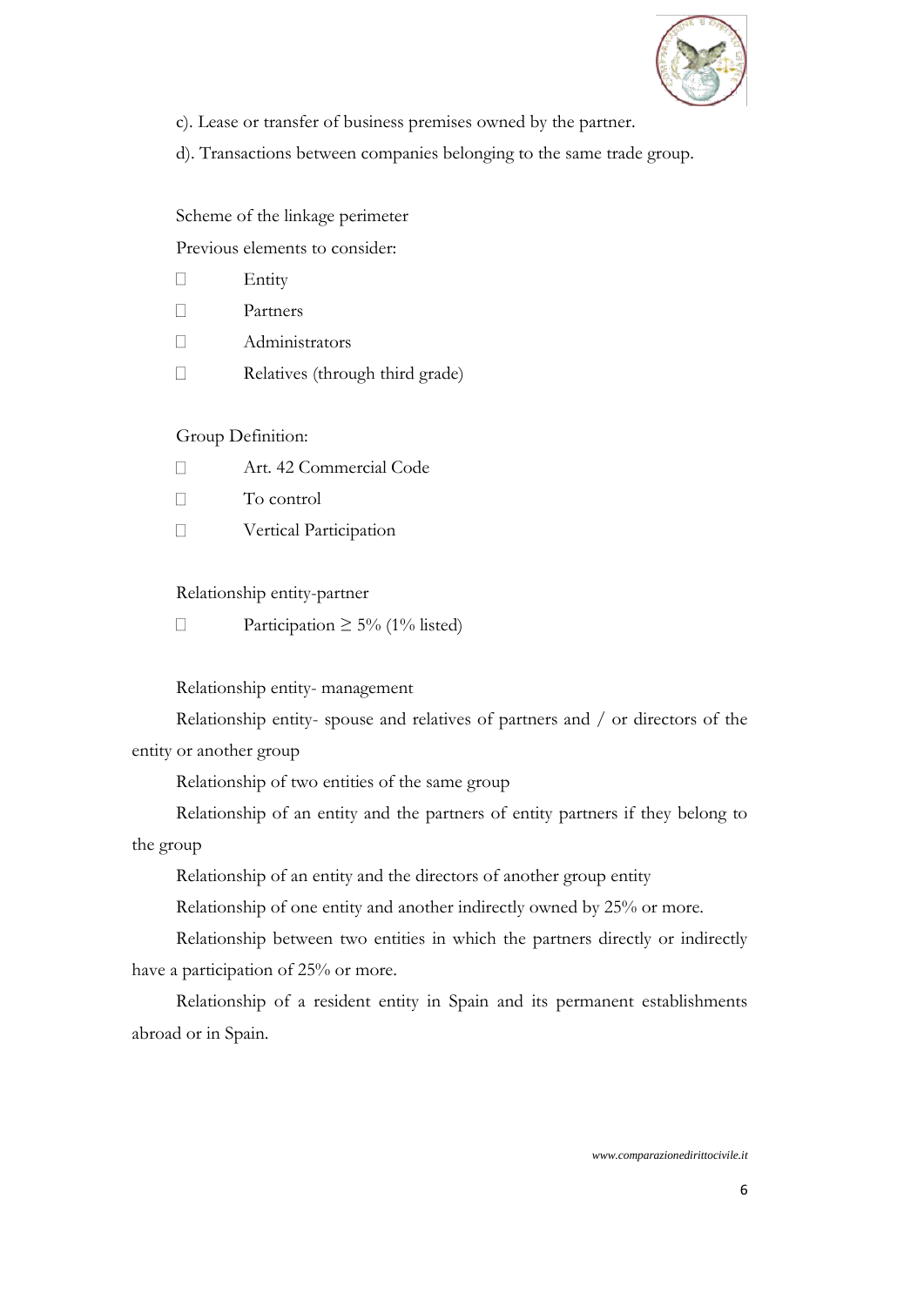c). Lease or transfer of business premises owned by the partner.

d). Transactions between companies belonging to the same trade group.

Scheme of the linkage perimeter

Previous elements to consider:

- Entity
- Partners
- Administrators
- Relatives (through third grade)

Group Definition:

- Art. 42 Commercial Code
- To control
- Vertical Participation

Relationship entity-partner

- Participation ≥ 5% (1% listed)

Relationship entity- management

Relationship entity- spouse and relatives of partners and / or directors of the entity or another group

Relationship of two entities of the same group

Relationship of an entity and the partners of entity partners if they belong to the group

Relationship of an entity and the directors of another group entity

Relationship of one entity and another indirectly owned by 25% or more.

Relationship between two entities in which the partners directly or indirectly have a participation of 25% or more.

Relationship of a resident entity in Spain and its permanent establishments abroad or in Spain.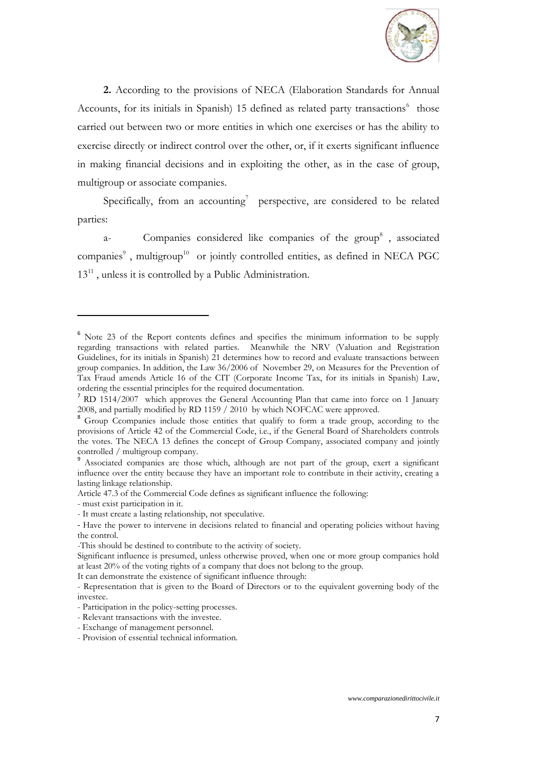**2.** According to the provisions of NECA (Elaboration Standards for Annual Accounts, for its initials in Spanish) 15 defined as related party transactions[6] those carried out between two or more entities in which one exercises or has the ability to exercise directly or indirect control over the other, or, if it exerts significant influence in making financial decisions and in exploiting the other, as in the case of group, multigroup or associate companies.

Specifically, from an accounting[7] perspective, are considered to be related parties:

a- Companies considered like companies of the group[8] , associated companies[9] , multigroup[10] or jointly controlled entities, as defined in NECA PGC 13[11] , unless it is controlled by a Public Administration.

---

[6] Note 23 of the Report contents defines and specifies the minimum information to be supply regarding transactions with related parties. Meanwhile the NRV (Valuation and Registration Guidelines, for its initials in Spanish) 21 determines how to record and evaluate transactions between group companies. In addition, the Law 36/2006 of November 29, on Measures for the Prevention of Tax Fraud amends Article 16 of the CIT (Corporate Income Tax, for its initials in Spanish) Law, ordering the essential principles for the required documentation.

[7] RD 1514/2007 which approves the General Accounting Plan that came into force on 1 January 2008, and partially modified by RD 1159 / 2010 by which NOFCAC were approved.

[8] Group Ccompanies include those entities that qualify to form a trade group, according to the provisions of Article 42 of the Commercial Code, i.e., if the General Board of Shareholders controls the votes. The NECA 13 defines the concept of Group Company, associated company and jointly controlled / multigroup company.

[9] Associated companies are those which, although are not part of the group, exert a significant influence over the entity because they have an important role to contribute in their activity, creating a lasting linkage relationship.

Article 47.3 of the Commercial Code defines as significant influence the following:

- must exist participation in it.
- It must create a lasting relationship, not speculative.
- Have the power to intervene in decisions related to financial and operating policies without having the control.
- This should be destined to contribute to the activity of society.

Significant influence is presumed, unless otherwise proved, when one or more group companies hold at least 20% of the voting rights of a company that does not belong to the group.

It can demonstrate the existence of significant influence through:

- Representation that is given to the Board of Directors or to the equivalent governing body of the investee.
- Participation in the policy-setting processes.
- Relevant transactions with the investee.
- Exchange of management personnel.
- Provision of essential technical information.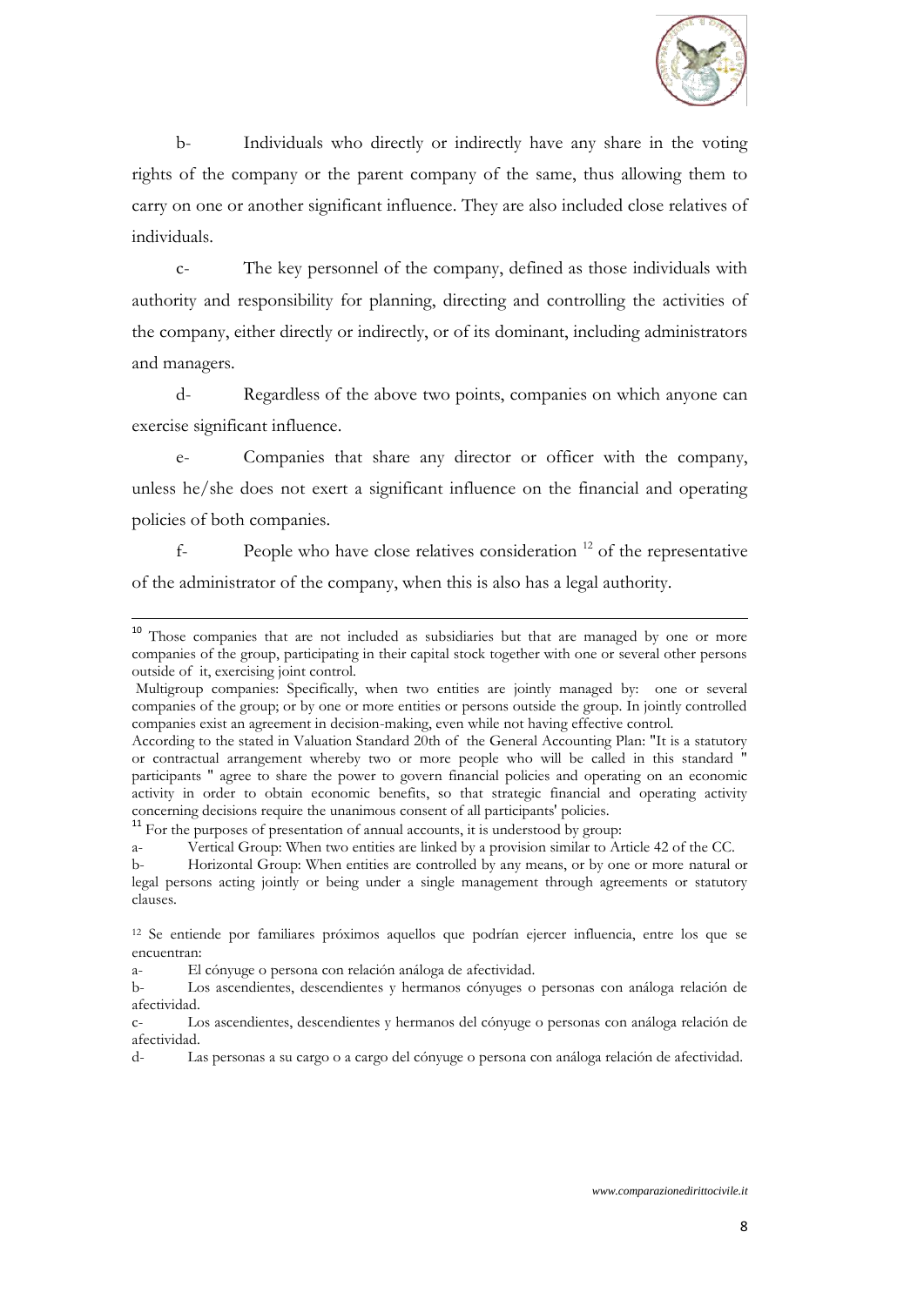b- Individuals who directly or indirectly have any share in the voting rights of the company or the parent company of the same, thus allowing them to carry on one or another significant influence. They are also included close relatives of individuals.

c- The key personnel of the company, defined as those individuals with authority and responsibility for planning, directing and controlling the activities of the company, either directly or indirectly, or of its dominant, including administrators and managers.

d- Regardless of the above two points, companies on which anyone can exercise significant influence.

e- Companies that share any director or officer with the company, unless he/she does not exert a significant influence on the financial and operating policies of both companies.

f- People who have close relatives consideration [12] of the representative of the administrator of the company, when this is also has a legal authority.

---

[10] Those companies that are not included as subsidiaries but that are managed by one or more companies of the group, participating in their capital stock together with one or several other persons outside of it, exercising joint control.

Multigroup companies: Specifically, when two entities are jointly managed by: one or several companies of the group; or by one or more entities or persons outside the group. In jointly controlled companies exist an agreement in decision-making, even while not having effective control.

According to the stated in Valuation Standard 20th of the General Accounting Plan: "It is a statutory or contractual arrangement whereby two or more people who will be called in this standard " participants " agree to share the power to govern financial policies and operating on an economic activity in order to obtain economic benefits, so that strategic financial and operating activity concerning decisions require the unanimous consent of all participants' policies.

[11] For the purposes of presentation of annual accounts, it is understood by group:

a- Vertical Group: When two entities are linked by a provision similar to Article 42 of the CC.

b- Horizontal Group: When entities are controlled by any means, or by one or more natural or legal persons acting jointly or being under a single management through agreements or statutory clauses.

[12] Se entiende por familiares próximos aquellos que podrían ejercer influencia, entre los que se encuentran:

a- El cónyuge o persona con relación análoga de afectividad.

b- Los ascendientes, descendientes y hermanos cónyuges o personas con análoga relación de afectividad.

c- Los ascendientes, descendientes y hermanos del cónyuge o personas con análoga relación de afectividad.

d- Las personas a su cargo o a cargo del cónyuge o persona con análoga relación de afectividad.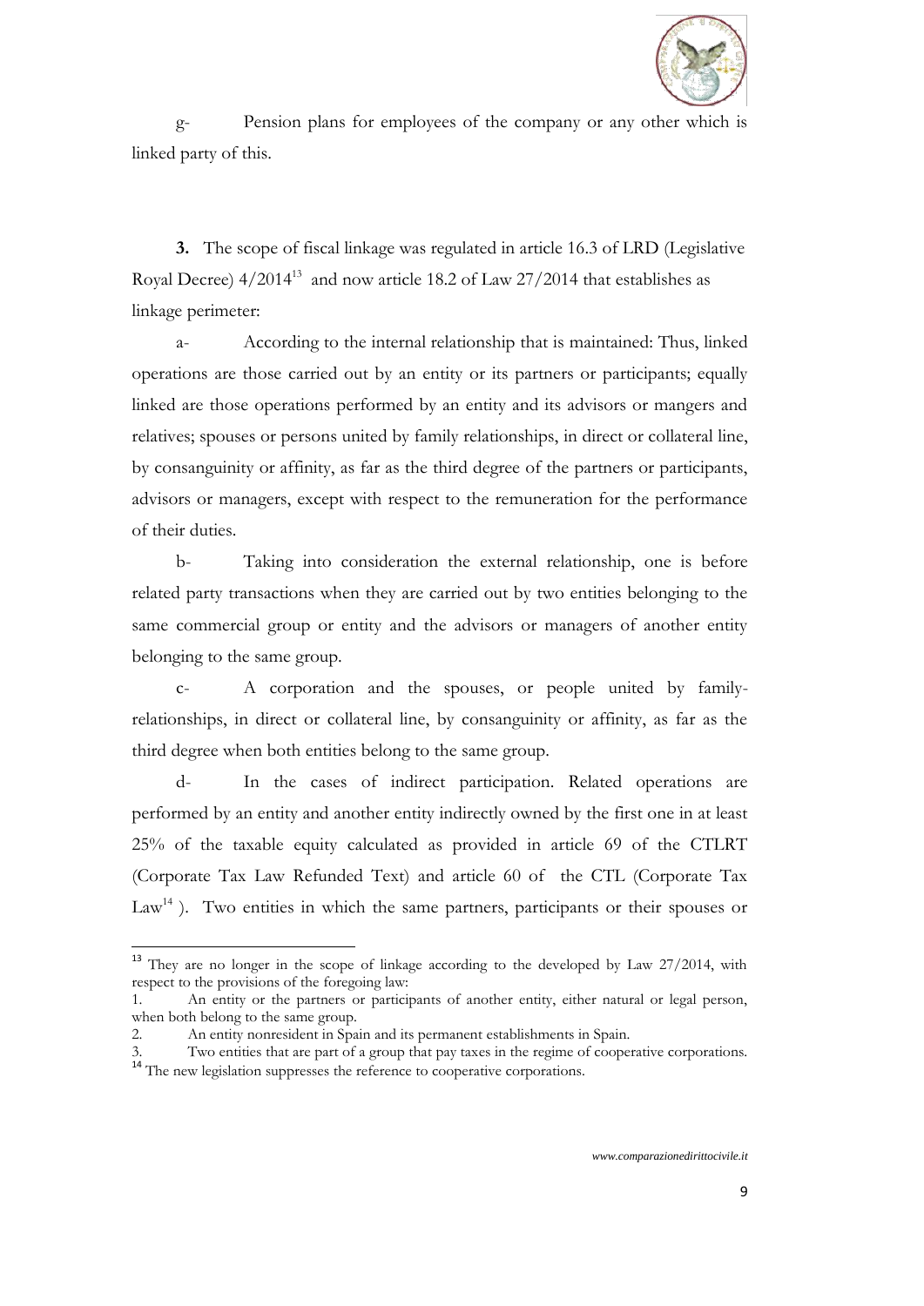g- Pension plans for employees of the company or any other which is linked party of this.

**3.** The scope of fiscal linkage was regulated in article 16.3 of LRD (Legislative Royal Decree) 4/2014[13] and now article 18.2 of Law 27/2014 that establishes as linkage perimeter:

a- According to the internal relationship that is maintained: Thus, linked operations are those carried out by an entity or its partners or participants; equally linked are those operations performed by an entity and its advisors or mangers and relatives; spouses or persons united by family relationships, in direct or collateral line, by consanguinity or affinity, as far as the third degree of the partners or participants, advisors or managers, except with respect to the remuneration for the performance of their duties.

b- Taking into consideration the external relationship, one is before related party transactions when they are carried out by two entities belonging to the same commercial group or entity and the advisors or managers of another entity belonging to the same group.

c- A corporation and the spouses, or people united by family-relationships, in direct or collateral line, by consanguinity or affinity, as far as the third degree when both entities belong to the same group.

d- In the cases of indirect participation. Related operations are performed by an entity and another entity indirectly owned by the first one in at least 25% of the taxable equity calculated as provided in article 69 of the CTLRT (Corporate Tax Law Refunded Text) and article 60 of the CTL (Corporate Tax Law[14] ). Two entities in which the same partners, participants or their spouses or

---

[13] They are no longer in the scope of linkage according to the developed by Law 27/2014, with respect to the provisions of the foregoing law:

1. An entity or the partners or participants of another entity, either natural or legal person, when both belong to the same group.
2. An entity nonresident in Spain and its permanent establishments in Spain.
3. Two entities that are part of a group that pay taxes in the regime of cooperative corporations.

[14] The new legislation suppresses the reference to cooperative corporations.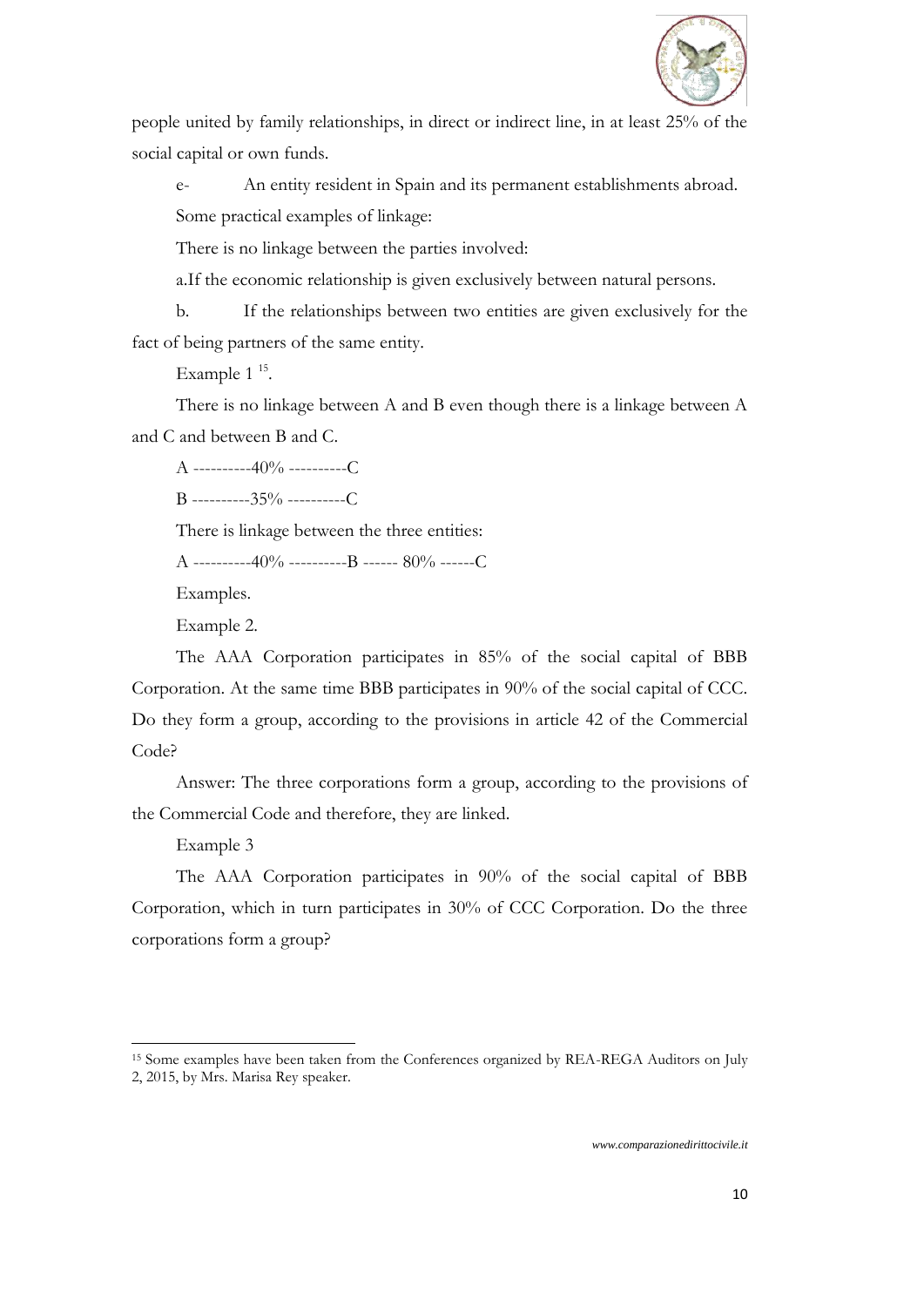people united by family relationships, in direct or indirect line, in at least 25% of the social capital or own funds.

e- An entity resident in Spain and its permanent establishments abroad.

Some practical examples of linkage:

There is no linkage between the parties involved:

a.If the economic relationship is given exclusively between natural persons.

b. If the relationships between two entities are given exclusively for the fact of being partners of the same entity.

Example 1 [15].

There is no linkage between A and B even though there is a linkage between A and C and between B and C.

A ----------40% ----------C

B ----------35% ----------C

There is linkage between the three entities:

A ----------40% ----------B ------ 80% ------C

Examples.

Example 2.

The AAA Corporation participates in 85% of the social capital of BBB Corporation. At the same time BBB participates in 90% of the social capital of CCC. Do they form a group, according to the provisions in article 42 of the Commercial Code?

Answer: The three corporations form a group, according to the provisions of the Commercial Code and therefore, they are linked.

Example 3

The AAA Corporation participates in 90% of the social capital of BBB Corporation, which in turn participates in 30% of CCC Corporation. Do the three corporations form a group?

---

[15] Some examples have been taken from the Conferences organized by REA-REGA Auditors on July 2, 2015, by Mrs. Marisa Rey speaker.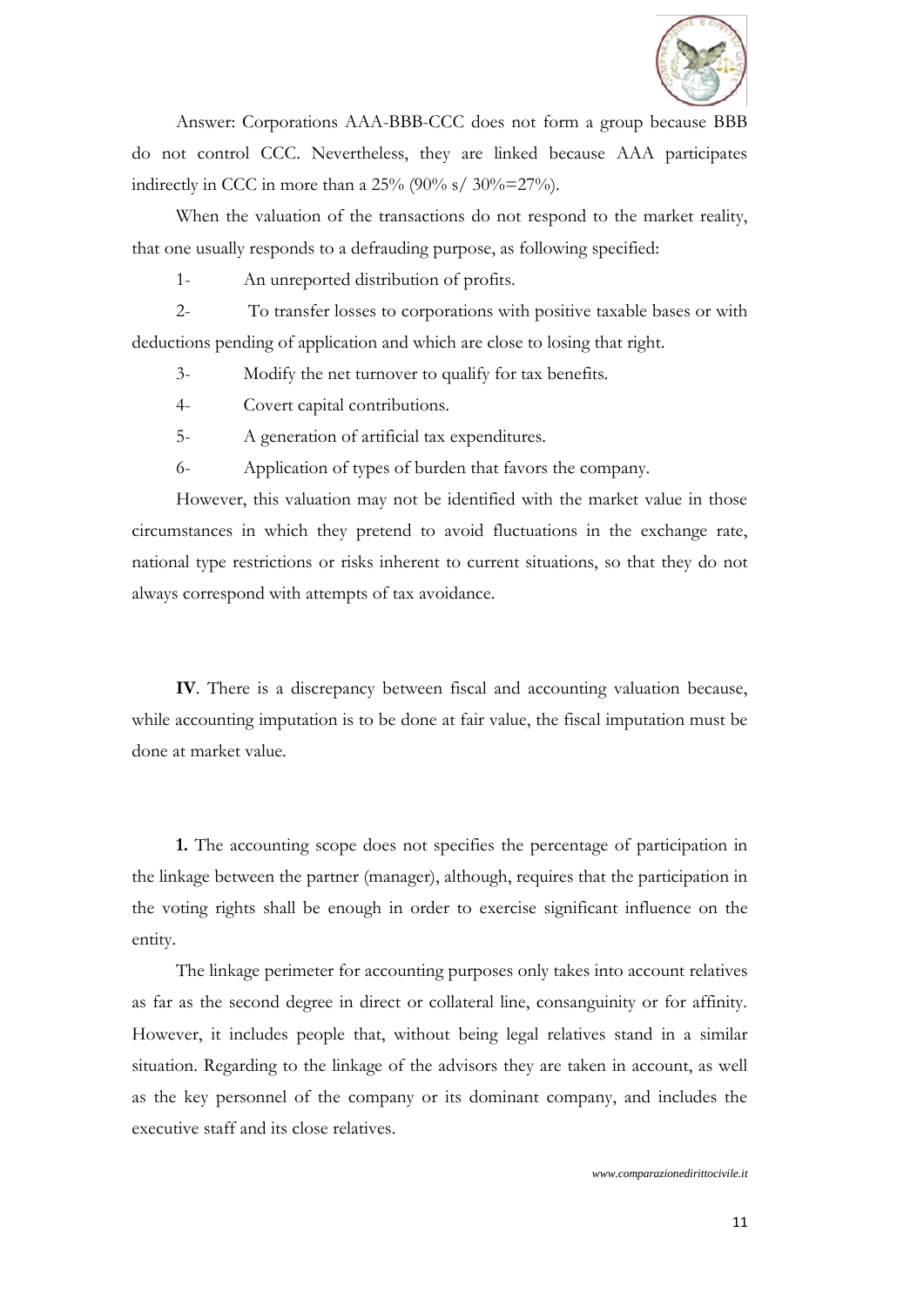Answer: Corporations AAA-BBB-CCC does not form a group because BBB do not control CCC. Nevertheless, they are linked because AAA participates indirectly in CCC in more than a 25% (90% s/ 30%=27%).

When the valuation of the transactions do not respond to the market reality, that one usually responds to a defrauding purpose, as following specified:

1- An unreported distribution of profits.

2- To transfer losses to corporations with positive taxable bases or with deductions pending of application and which are close to losing that right.

3- Modify the net turnover to qualify for tax benefits.

4- Covert capital contributions.

5- A generation of artificial tax expenditures.

6- Application of types of burden that favors the company.

However, this valuation may not be identified with the market value in those circumstances in which they pretend to avoid fluctuations in the exchange rate, national type restrictions or risks inherent to current situations, so that they do not always correspond with attempts of tax avoidance.

**IV**. There is a discrepancy between fiscal and accounting valuation because, while accounting imputation is to be done at fair value, the fiscal imputation must be done at market value.

**1.** The accounting scope does not specifies the percentage of participation in the linkage between the partner (manager), although, requires that the participation in the voting rights shall be enough in order to exercise significant influence on the entity.

The linkage perimeter for accounting purposes only takes into account relatives as far as the second degree in direct or collateral line, consanguinity or for affinity. However, it includes people that, without being legal relatives stand in a similar situation. Regarding to the linkage of the advisors they are taken in account, as well as the key personnel of the company or its dominant company, and includes the executive staff and its close relatives.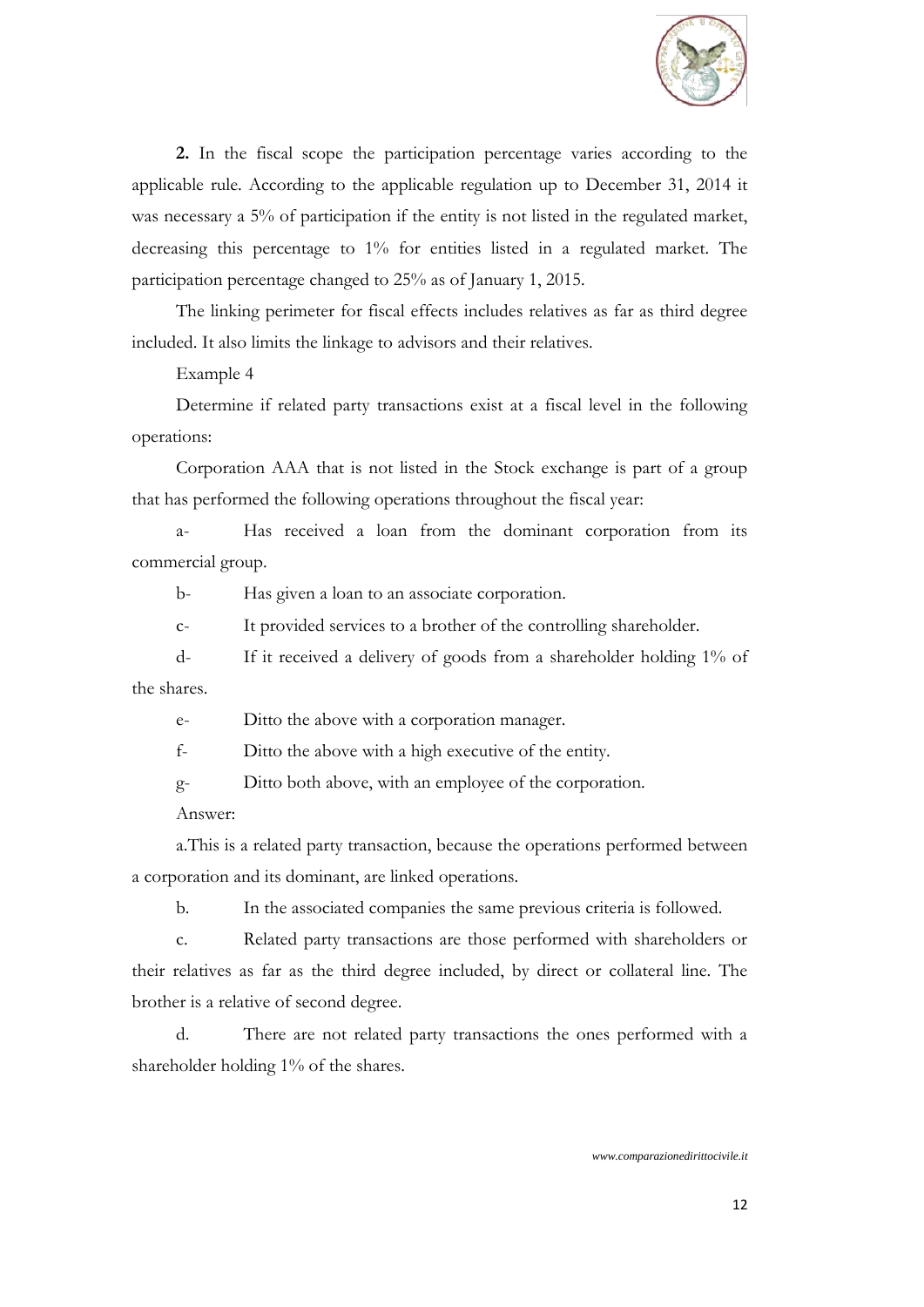**2.** In the fiscal scope the participation percentage varies according to the applicable rule. According to the applicable regulation up to December 31, 2014 it was necessary a 5% of participation if the entity is not listed in the regulated market, decreasing this percentage to 1% for entities listed in a regulated market. The participation percentage changed to 25% as of January 1, 2015.

The linking perimeter for fiscal effects includes relatives as far as third degree included. It also limits the linkage to advisors and their relatives.

Example 4

Determine if related party transactions exist at a fiscal level in the following operations:

Corporation AAA that is not listed in the Stock exchange is part of a group that has performed the following operations throughout the fiscal year:

a- Has received a loan from the dominant corporation from its commercial group.

b- Has given a loan to an associate corporation.

c- It provided services to a brother of the controlling shareholder.

d- If it received a delivery of goods from a shareholder holding 1% of the shares.

e- Ditto the above with a corporation manager.

f- Ditto the above with a high executive of the entity.

g- Ditto both above, with an employee of the corporation.

Answer:

a.This is a related party transaction, because the operations performed between a corporation and its dominant, are linked operations.

b. In the associated companies the same previous criteria is followed.

c. Related party transactions are those performed with shareholders or their relatives as far as the third degree included, by direct or collateral line. The brother is a relative of second degree.

d. There are not related party transactions the ones performed with a shareholder holding 1% of the shares.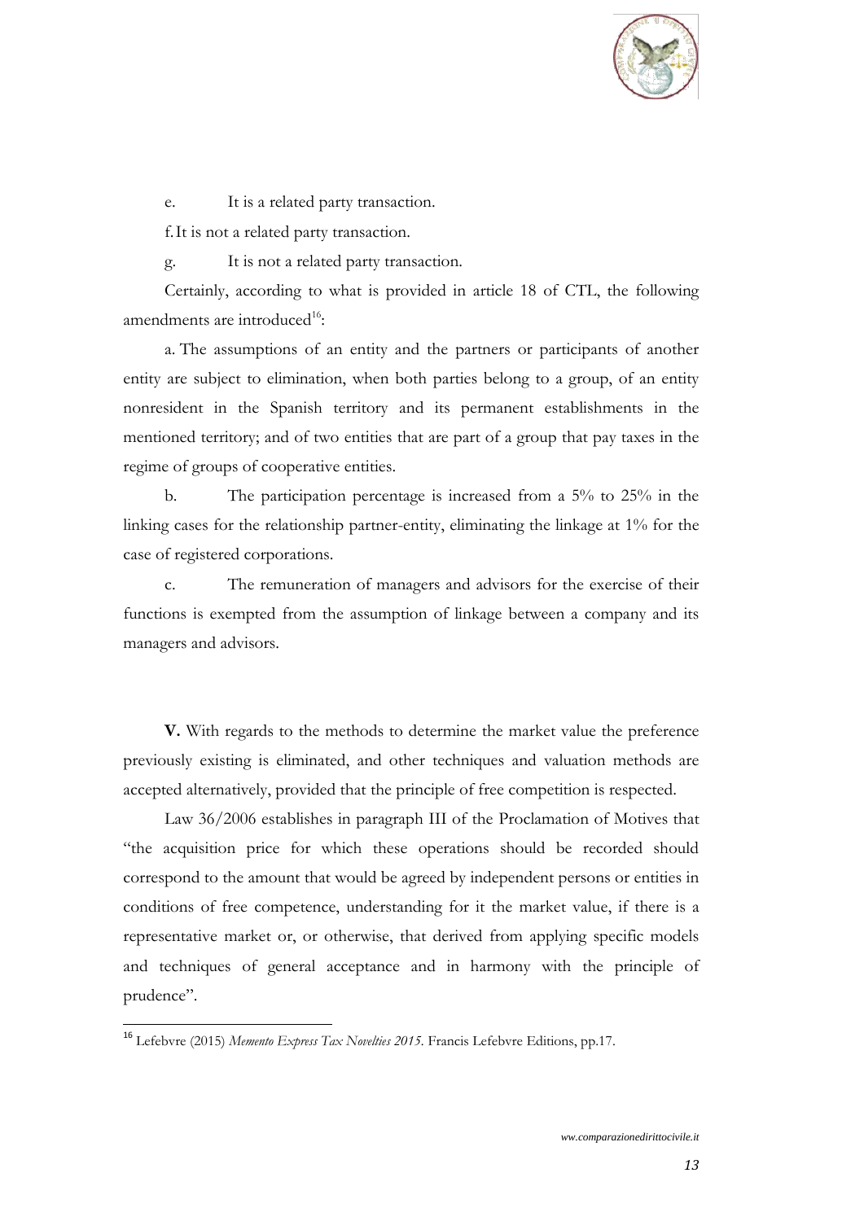e. It is a related party transaction.

f. It is not a related party transaction.

g. It is not a related party transaction.

Certainly, according to what is provided in article 18 of CTL, the following amendments are introduced[16]:

a. The assumptions of an entity and the partners or participants of another entity are subject to elimination, when both parties belong to a group, of an entity nonresident in the Spanish territory and its permanent establishments in the mentioned territory; and of two entities that are part of a group that pay taxes in the regime of groups of cooperative entities.

b. The participation percentage is increased from a 5% to 25% in the linking cases for the relationship partner-entity, eliminating the linkage at 1% for the case of registered corporations.

c. The remuneration of managers and advisors for the exercise of their functions is exempted from the assumption of linkage between a company and its managers and advisors.

**V.** With regards to the methods to determine the market value the preference previously existing is eliminated, and other techniques and valuation methods are accepted alternatively, provided that the principle of free competition is respected.

Law 36/2006 establishes in paragraph III of the Proclamation of Motives that "the acquisition price for which these operations should be recorded should correspond to the amount that would be agreed by independent persons or entities in conditions of free competence, understanding for it the market value, if there is a representative market or, or otherwise, that derived from applying specific models and techniques of general acceptance and in harmony with the principle of prudence".

[16] Lefebvre (2015) *Memento Express Tax Novelties 2015*. Francis Lefebvre Editions, pp.17.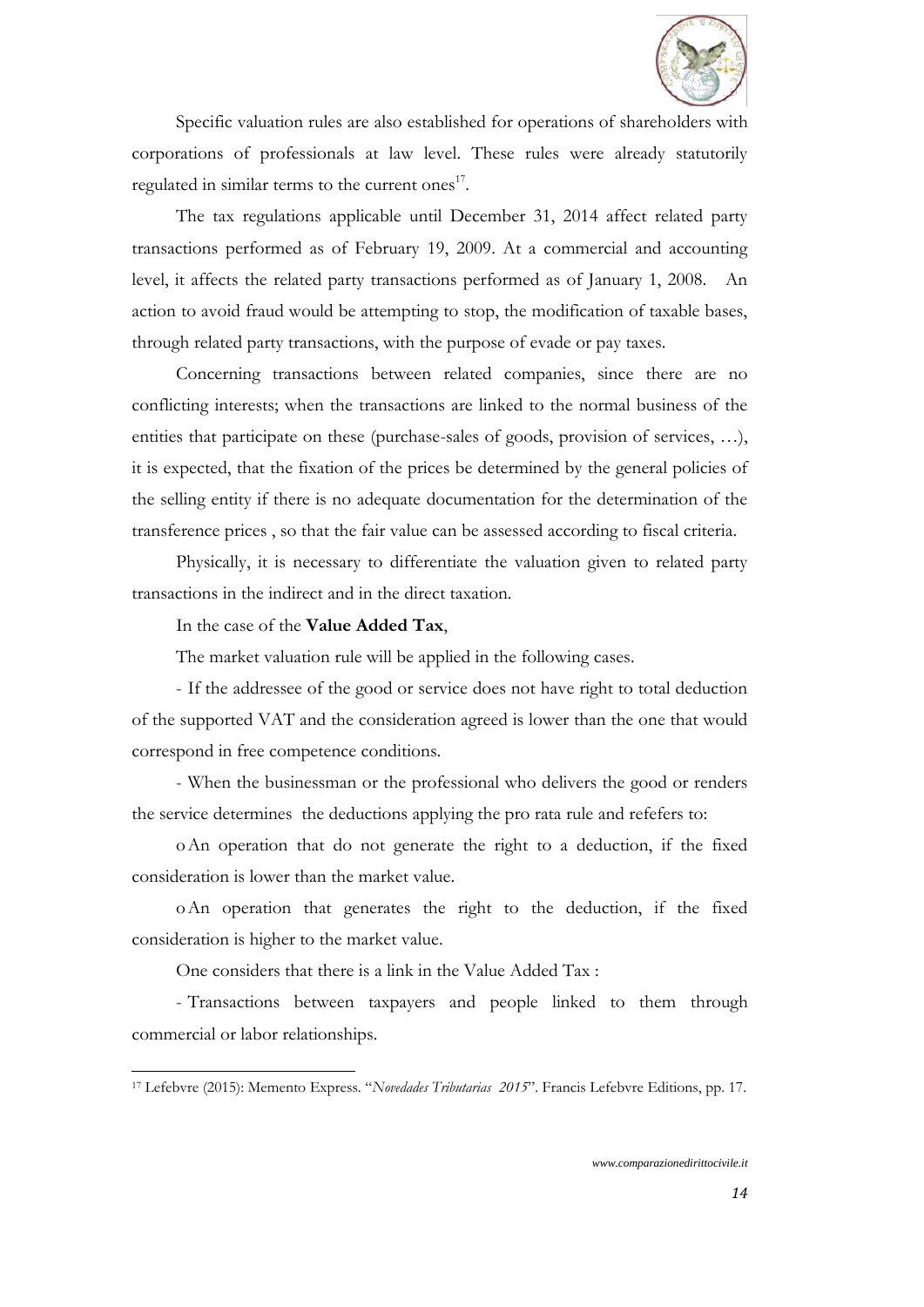Specific valuation rules are also established for operations of shareholders with corporations of professionals at law level. These rules were already statutorily regulated in similar terms to the current ones[17].

The tax regulations applicable until December 31, 2014 affect related party transactions performed as of February 19, 2009. At a commercial and accounting level, it affects the related party transactions performed as of January 1, 2008. An action to avoid fraud would be attempting to stop, the modification of taxable bases, through related party transactions, with the purpose of evade or pay taxes.

Concerning transactions between related companies, since there are no conflicting interests; when the transactions are linked to the normal business of the entities that participate on these (purchase-sales of goods, provision of services, …), it is expected, that the fixation of the prices be determined by the general policies of the selling entity if there is no adequate documentation for the determination of the transference prices , so that the fair value can be assessed according to fiscal criteria.

Physically, it is necessary to differentiate the valuation given to related party transactions in the indirect and in the direct taxation.

In the case of the **Value Added Tax**,

The market valuation rule will be applied in the following cases.

- If the addressee of the good or service does not have right to total deduction of the supported VAT and the consideration agreed is lower than the one that would correspond in free competence conditions.
- When the businessman or the professional who delivers the good or renders the service determines the deductions applying the pro rata rule and refefers to:
    - An operation that do not generate the right to a deduction, if the fixed consideration is lower than the market value.
    - An operation that generates the right to the deduction, if the fixed consideration is higher to the market value.

One considers that there is a link in the Value Added Tax :

- Transactions between taxpayers and people linked to them through commercial or labor relationships.

[17] Lefebvre (2015): Memento Express. "*Novedades Tributarias 2015*". Francis Lefebvre Editions, pp. 17.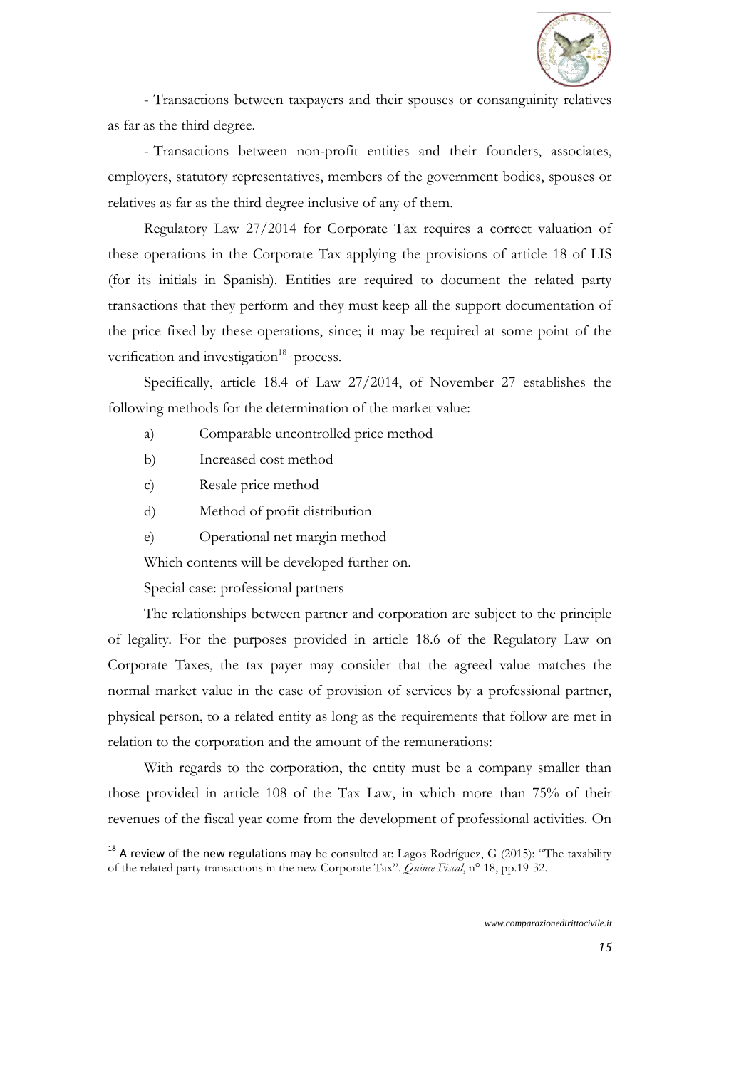- Transactions between taxpayers and their spouses or consanguinity relatives as far as the third degree.

- Transactions between non-profit entities and their founders, associates, employers, statutory representatives, members of the government bodies, spouses or relatives as far as the third degree inclusive of any of them.

Regulatory Law 27/2014 for Corporate Tax requires a correct valuation of these operations in the Corporate Tax applying the provisions of article 18 of LIS (for its initials in Spanish). Entities are required to document the related party transactions that they perform and they must keep all the support documentation of the price fixed by these operations, since; it may be required at some point of the verification and investigation[18] process.

Specifically, article 18.4 of Law 27/2014, of November 27 establishes the following methods for the determination of the market value:

a) Comparable uncontrolled price method

b) Increased cost method

c) Resale price method

d) Method of profit distribution

e) Operational net margin method

Which contents will be developed further on.

Special case: professional partners

The relationships between partner and corporation are subject to the principle of legality. For the purposes provided in article 18.6 of the Regulatory Law on Corporate Taxes, the tax payer may consider that the agreed value matches the normal market value in the case of provision of services by a professional partner, physical person, to a related entity as long as the requirements that follow are met in relation to the corporation and the amount of the remunerations:

With regards to the corporation, the entity must be a company smaller than those provided in article 108 of the Tax Law, in which more than 75% of their revenues of the fiscal year come from the development of professional activities. On

---

[18] A review of the new regulations may be consulted at: Lagos Rodríguez, G (2015): "The taxability of the related party transactions in the new Corporate Tax". *Quince Fiscal*, n° 18, pp.19-32.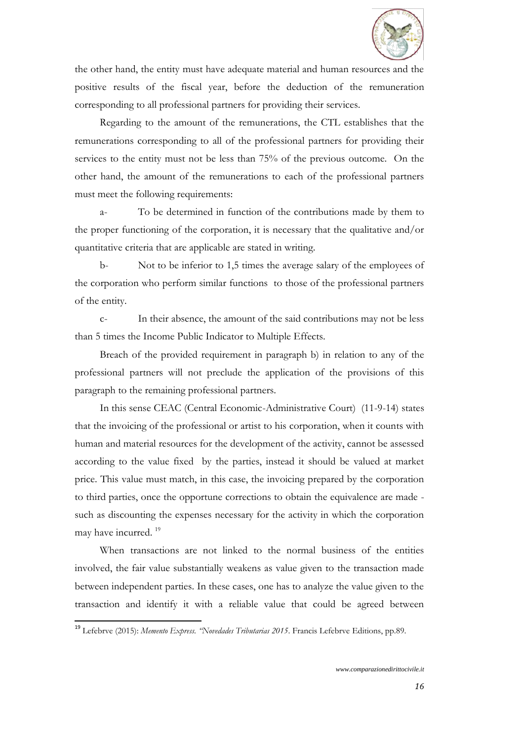the other hand, the entity must have adequate material and human resources and the positive results of the fiscal year, before the deduction of the remuneration corresponding to all professional partners for providing their services.

Regarding to the amount of the remunerations, the CTL establishes that the remunerations corresponding to all of the professional partners for providing their services to the entity must not be less than 75% of the previous outcome. On the other hand, the amount of the remunerations to each of the professional partners must meet the following requirements:

a- To be determined in function of the contributions made by them to the proper functioning of the corporation, it is necessary that the qualitative and/or quantitative criteria that are applicable are stated in writing.

b- Not to be inferior to 1,5 times the average salary of the employees of the corporation who perform similar functions to those of the professional partners of the entity.

c- In their absence, the amount of the said contributions may not be less than 5 times the Income Public Indicator to Multiple Effects.

Breach of the provided requirement in paragraph b) in relation to any of the professional partners will not preclude the application of the provisions of this paragraph to the remaining professional partners.

In this sense CEAC (Central Economic-Administrative Court) (11-9-14) states that the invoicing of the professional or artist to his corporation, when it counts with human and material resources for the development of the activity, cannot be assessed according to the value fixed by the parties, instead it should be valued at market price. This value must match, in this case, the invoicing prepared by the corporation to third parties, once the opportune corrections to obtain the equivalence are made - such as discounting the expenses necessary for the activity in which the corporation may have incurred. [19]

When transactions are not linked to the normal business of the entities involved, the fair value substantially weakens as value given to the transaction made between independent parties. In these cases, one has to analyze the value given to the transaction and identify it with a reliable value that could be agreed between

---

[19] Lefebrve (2015): *Memento Express. "Novedades Tributarias 2015*. Francis Lefebrve Editions, pp.89.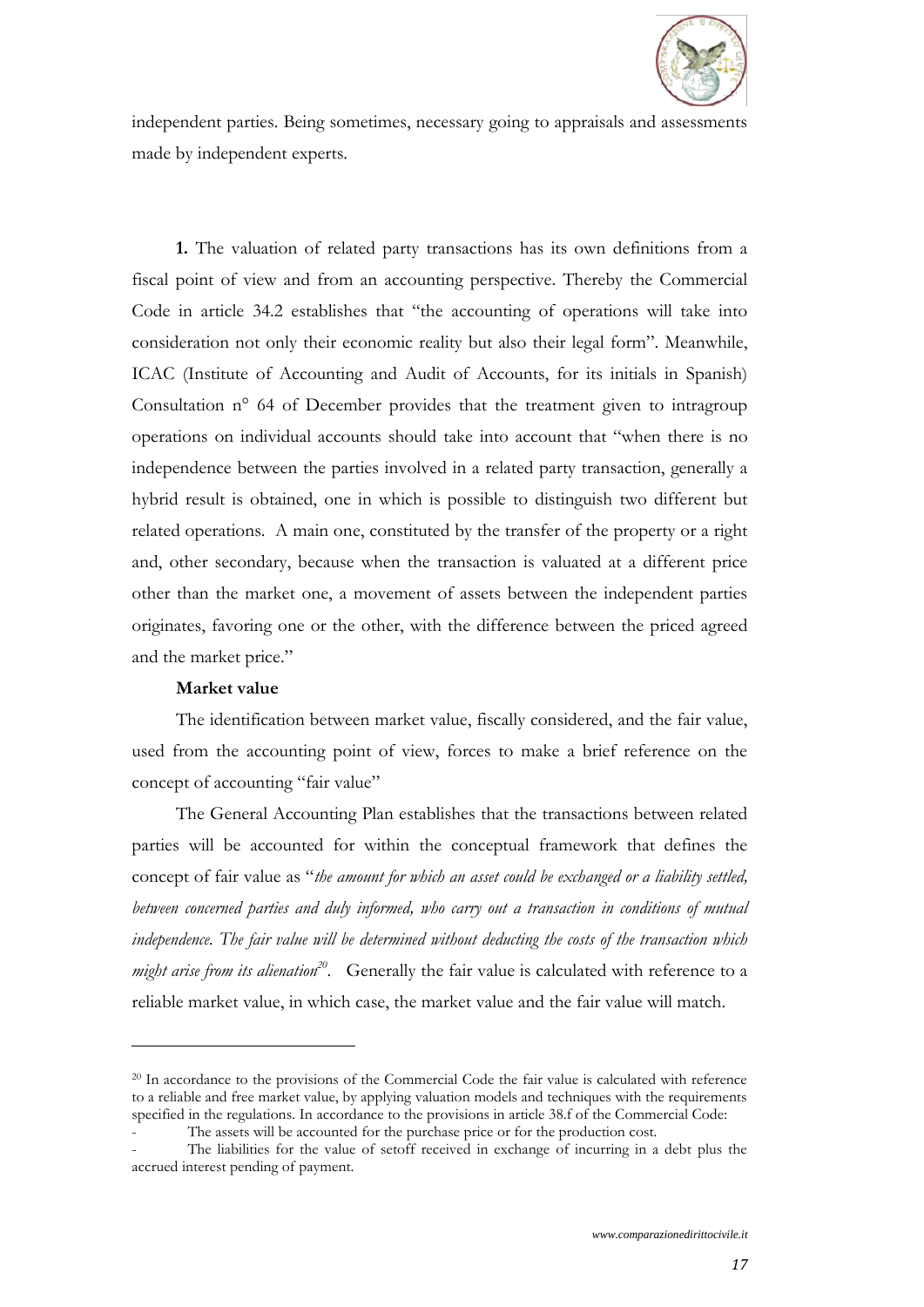independent parties. Being sometimes, necessary going to appraisals and assessments made by independent experts.

**1.** The valuation of related party transactions has its own definitions from a fiscal point of view and from an accounting perspective. Thereby the Commercial Code in article 34.2 establishes that "the accounting of operations will take into consideration not only their economic reality but also their legal form". Meanwhile, ICAC (Institute of Accounting and Audit of Accounts, for its initials in Spanish) Consultation n° 64 of December provides that the treatment given to intragroup operations on individual accounts should take into account that "when there is no independence between the parties involved in a related party transaction, generally a hybrid result is obtained, one in which is possible to distinguish two different but related operations. A main one, constituted by the transfer of the property or a right and, other secondary, because when the transaction is valuated at a different price other than the market one, a movement of assets between the independent parties originates, favoring one or the other, with the difference between the priced agreed and the market price."

**Market value**

The identification between market value, fiscally considered, and the fair value, used from the accounting point of view, forces to make a brief reference on the concept of accounting "fair value"

The General Accounting Plan establishes that the transactions between related parties will be accounted for within the conceptual framework that defines the concept of fair value as "*the amount for which an asset could be exchanged or a liability settled, between concerned parties and duly informed, who carry out a transaction in conditions of mutual independence. The fair value will be determined without deducting the costs of the transaction which might arise from its alienation*[20]. Generally the fair value is calculated with reference to a reliable market value, in which case, the market value and the fair value will match.

---

[20] In accordance to the provisions of the Commercial Code the fair value is calculated with reference to a reliable and free market value, by applying valuation models and techniques with the requirements specified in the regulations. In accordance to the provisions in article 38.f of the Commercial Code:

- The assets will be accounted for the purchase price or for the production cost.
- The liabilities for the value of setoff received in exchange of incurring in a debt plus the accrued interest pending of payment.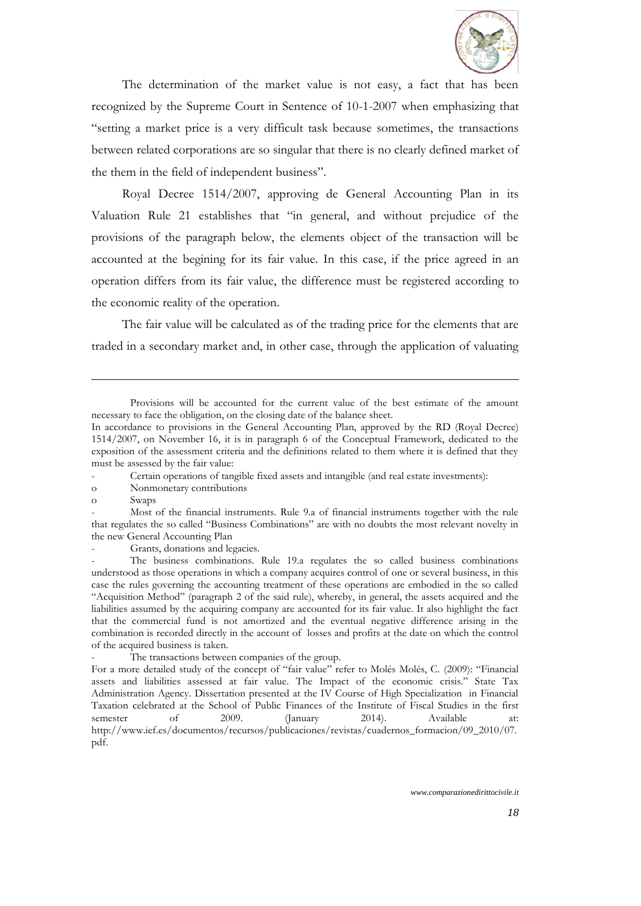The determination of the market value is not easy, a fact that has been recognized by the Supreme Court in Sentence of 10-1-2007 when emphasizing that "setting a market price is a very difficult task because sometimes, the transactions between related corporations are so singular that there is no clearly defined market of the them in the field of independent business".

Royal Decree 1514/2007, approving de General Accounting Plan in its Valuation Rule 21 establishes that "in general, and without prejudice of the provisions of the paragraph below, the elements object of the transaction will be accounted at the begining for its fair value. In this case, if the price agreed in an operation differs from its fair value, the difference must be registered according to the economic reality of the operation.

The fair value will be calculated as of the trading price for the elements that are traded in a secondary market and, in other case, through the application of valuating

---

Provisions will be accounted for the current value of the best estimate of the amount necessary to face the obligation, on the closing date of the balance sheet.

In accordance to provisions in the General Accounting Plan, approved by the RD (Royal Decree) 1514/2007, on November 16, it is in paragraph 6 of the Conceptual Framework, dedicated to the exposition of the assessment criteria and the definitions related to them where it is defined that they must be assessed by the fair value:

- Certain operations of tangible fixed assets and intangible (and real estate investments):
  - Nonmonetary contributions
  - Swaps
- Most of the financial instruments. Rule 9.a of financial instruments together with the rule that regulates the so called "Business Combinations" are with no doubts the most relevant novelty in the new General Accounting Plan
- Grants, donations and legacies.
- The business combinations. Rule 19.a regulates the so called business combinations understood as those operations in which a company acquires control of one or several business, in this case the rules governing the accounting treatment of these operations are embodied in the so called "Acquisition Method" (paragraph 2 of the said rule), whereby, in general, the assets acquired and the liabilities assumed by the acquiring company are accounted for its fair value. It also highlight the fact that the commercial fund is not amortized and the eventual negative difference arising in the combination is recorded directly in the account of losses and profits at the date on which the control of the acquired business is taken.
- The transactions between companies of the group.

For a more detailed study of the concept of "fair value" refer to Molés Molés, C. (2009): "Financial assets and liabilities assessed at fair value. The Impact of the economic crisis." State Tax Administration Agency. Dissertation presented at the IV Course of High Specialization in Financial Taxation celebrated at the School of Public Finances of the Institute of Fiscal Studies in the first semester of 2009. (January 2014). Available at: http://www.ief.es/documentos/recursos/publicaciones/revistas/cuadernos_formacion/09_2010/07.pdf.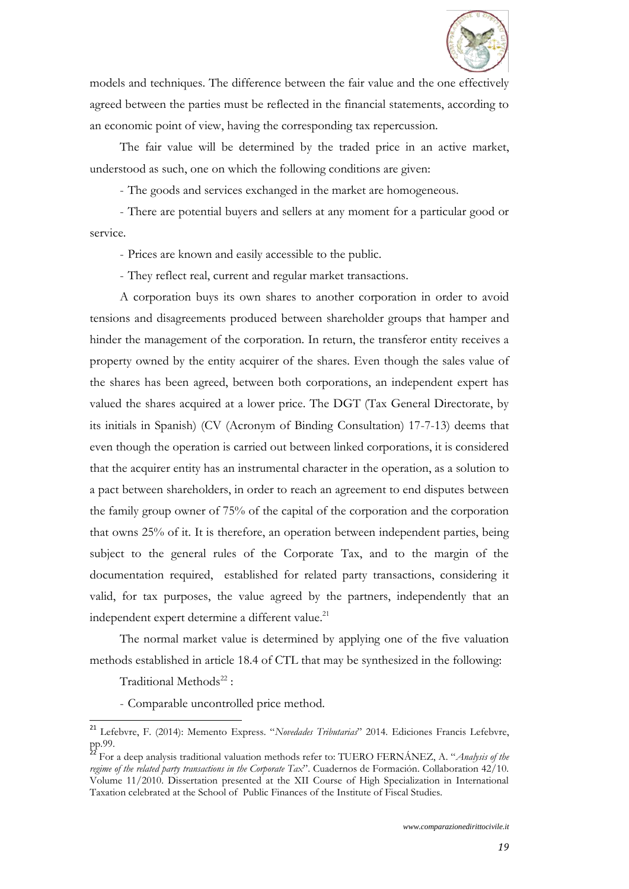models and techniques. The difference between the fair value and the one effectively agreed between the parties must be reflected in the financial statements, according to an economic point of view, having the corresponding tax repercussion.

The fair value will be determined by the traded price in an active market, understood as such, one on which the following conditions are given:

- The goods and services exchanged in the market are homogeneous.

- There are potential buyers and sellers at any moment for a particular good or service.

- Prices are known and easily accessible to the public.

- They reflect real, current and regular market transactions.

A corporation buys its own shares to another corporation in order to avoid tensions and disagreements produced between shareholder groups that hamper and hinder the management of the corporation. In return, the transferor entity receives a property owned by the entity acquirer of the shares. Even though the sales value of the shares has been agreed, between both corporations, an independent expert has valued the shares acquired at a lower price. The DGT (Tax General Directorate, by its initials in Spanish) (CV (Acronym of Binding Consultation) 17-7-13) deems that even though the operation is carried out between linked corporations, it is considered that the acquirer entity has an instrumental character in the operation, as a solution to a pact between shareholders, in order to reach an agreement to end disputes between the family group owner of 75% of the capital of the corporation and the corporation that owns 25% of it. It is therefore, an operation between independent parties, being subject to the general rules of the Corporate Tax, and to the margin of the documentation required, established for related party transactions, considering it valid, for tax purposes, the value agreed by the partners, independently that an independent expert determine a different value.[21]

The normal market value is determined by applying one of the five valuation methods established in article 18.4 of CTL that may be synthesized in the following:

Traditional Methods[22] :

- Comparable uncontrolled price method.

---

[21] Lefebvre, F. (2014): Memento Express. "*Novedades Tributarias*" 2014. Ediciones Francis Lefebvre, pp.99.

[22] For a deep analysis traditional valuation methods refer to: TUERO FERNÁNEZ, A. "*Analysis of the regime of the related party transactions in the Corporate Tax*". Cuadernos de Formación. Collaboration 42/10. Volume 11/2010. Dissertation presented at the XII Course of High Specialization in International Taxation celebrated at the School of Public Finances of the Institute of Fiscal Studies.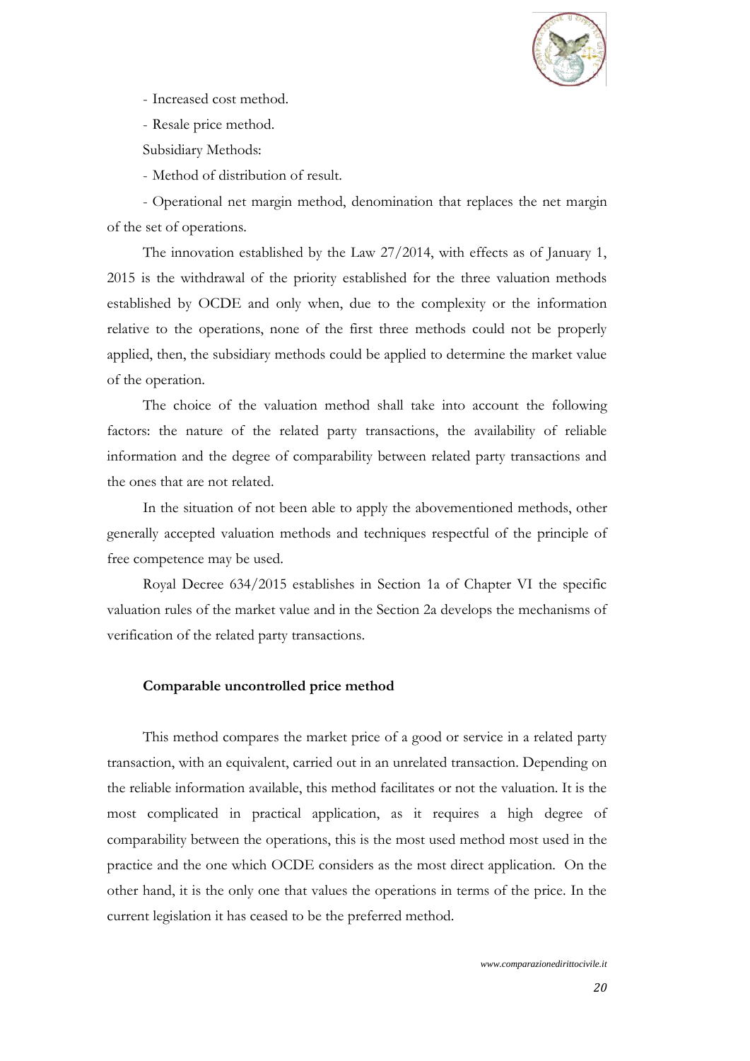- Increased cost method.

- Resale price method.

Subsidiary Methods:

- Method of distribution of result.

- Operational net margin method, denomination that replaces the net margin of the set of operations.

The innovation established by the Law 27/2014, with effects as of January 1, 2015 is the withdrawal of the priority established for the three valuation methods established by OCDE and only when, due to the complexity or the information relative to the operations, none of the first three methods could not be properly applied, then, the subsidiary methods could be applied to determine the market value of the operation.

The choice of the valuation method shall take into account the following factors: the nature of the related party transactions, the availability of reliable information and the degree of comparability between related party transactions and the ones that are not related.

In the situation of not been able to apply the abovementioned methods, other generally accepted valuation methods and techniques respectful of the principle of free competence may be used.

Royal Decree 634/2015 establishes in Section 1a of Chapter VI the specific valuation rules of the market value and in the Section 2a develops the mechanisms of verification of the related party transactions.

**Comparable uncontrolled price method**

This method compares the market price of a good or service in a related party transaction, with an equivalent, carried out in an unrelated transaction. Depending on the reliable information available, this method facilitates or not the valuation. It is the most complicated in practical application, as it requires a high degree of comparability between the operations, this is the most used method most used in the practice and the one which OCDE considers as the most direct application. On the other hand, it is the only one that values the operations in terms of the price. In the current legislation it has ceased to be the preferred method.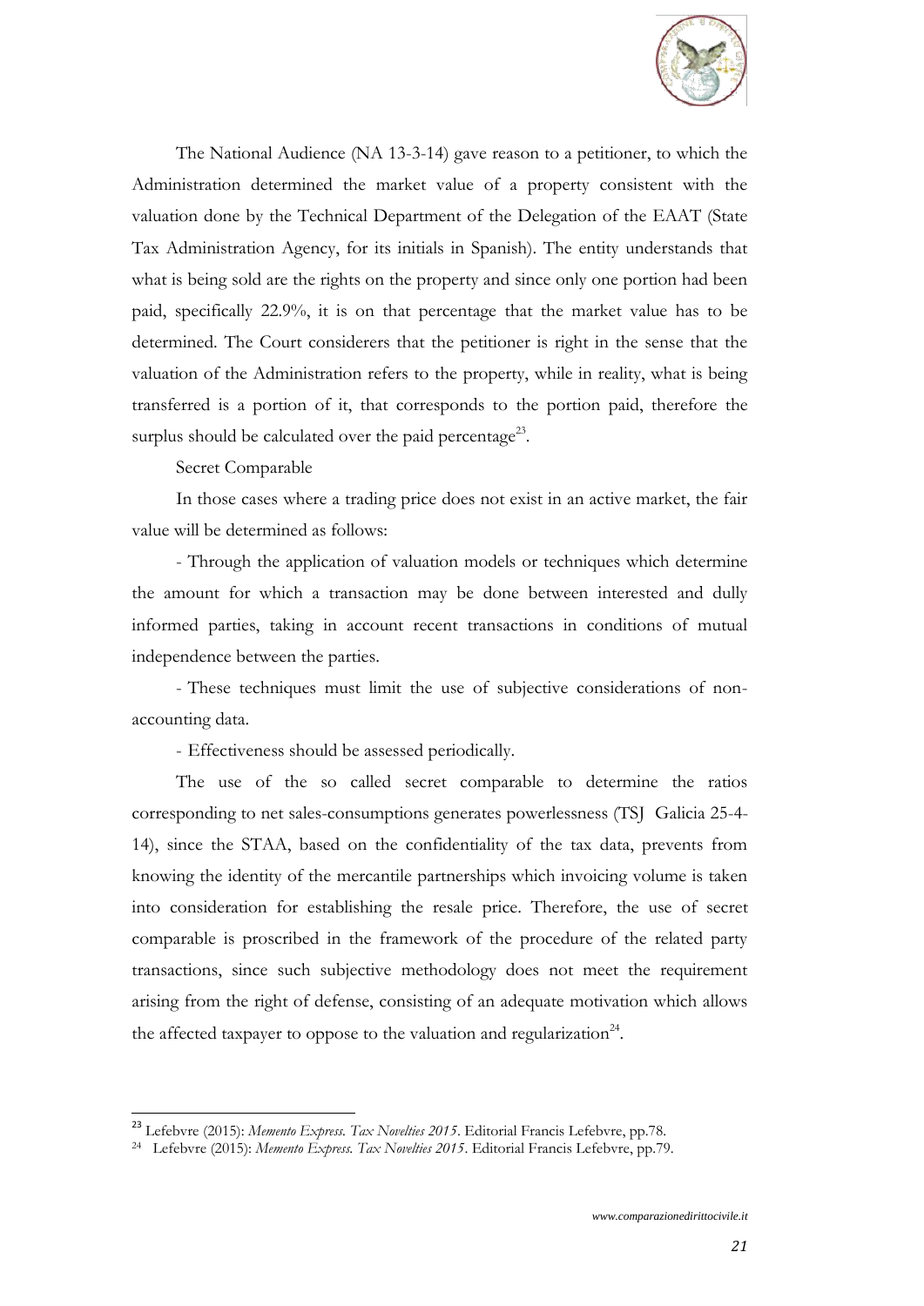The National Audience (NA 13-3-14) gave reason to a petitioner, to which the Administration determined the market value of a property consistent with the valuation done by the Technical Department of the Delegation of the EAAT (State Tax Administration Agency, for its initials in Spanish). The entity understands that what is being sold are the rights on the property and since only one portion had been paid, specifically 22.9%, it is on that percentage that the market value has to be determined. The Court considerers that the petitioner is right in the sense that the valuation of the Administration refers to the property, while in reality, what is being transferred is a portion of it, that corresponds to the portion paid, therefore the surplus should be calculated over the paid percentage[23].

Secret Comparable

In those cases where a trading price does not exist in an active market, the fair value will be determined as follows:

- Through the application of valuation models or techniques which determine the amount for which a transaction may be done between interested and dully informed parties, taking in account recent transactions in conditions of mutual independence between the parties.

- These techniques must limit the use of subjective considerations of non-accounting data.

- Effectiveness should be assessed periodically.

The use of the so called secret comparable to determine the ratios corresponding to net sales-consumptions generates powerlessness (TSJ Galicia 25-4-14), since the STAA, based on the confidentiality of the tax data, prevents from knowing the identity of the mercantile partnerships which invoicing volume is taken into consideration for establishing the resale price. Therefore, the use of secret comparable is proscribed in the framework of the procedure of the related party transactions, since such subjective methodology does not meet the requirement arising from the right of defense, consisting of an adequate motivation which allows the affected taxpayer to oppose to the valuation and regularization[24].

---

[23] Lefebvre (2015): *Memento Express. Tax Novelties 2015*. Editorial Francis Lefebvre, pp.78.

[24] Lefebvre (2015): *Memento Express. Tax Novelties 2015*. Editorial Francis Lefebvre, pp.79.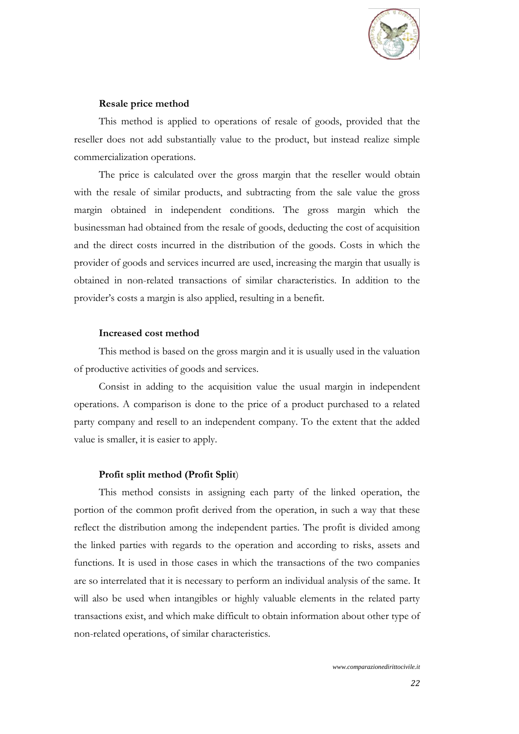**Resale price method**

This method is applied to operations of resale of goods, provided that the reseller does not add substantially value to the product, but instead realize simple commercialization operations.

The price is calculated over the gross margin that the reseller would obtain with the resale of similar products, and subtracting from the sale value the gross margin obtained in independent conditions. The gross margin which the businessman had obtained from the resale of goods, deducting the cost of acquisition and the direct costs incurred in the distribution of the goods. Costs in which the provider of goods and services incurred are used, increasing the margin that usually is obtained in non-related transactions of similar characteristics. In addition to the provider's costs a margin is also applied, resulting in a benefit.

**Increased cost method**

This method is based on the gross margin and it is usually used in the valuation of productive activities of goods and services.

Consist in adding to the acquisition value the usual margin in independent operations. A comparison is done to the price of a product purchased to a related party company and resell to an independent company. To the extent that the added value is smaller, it is easier to apply.

**Profit split method (Profit Split**)

This method consists in assigning each party of the linked operation, the portion of the common profit derived from the operation, in such a way that these reflect the distribution among the independent parties. The profit is divided among the linked parties with regards to the operation and according to risks, assets and functions. It is used in those cases in which the transactions of the two companies are so interrelated that it is necessary to perform an individual analysis of the same. It will also be used when intangibles or highly valuable elements in the related party transactions exist, and which make difficult to obtain information about other type of non-related operations, of similar characteristics.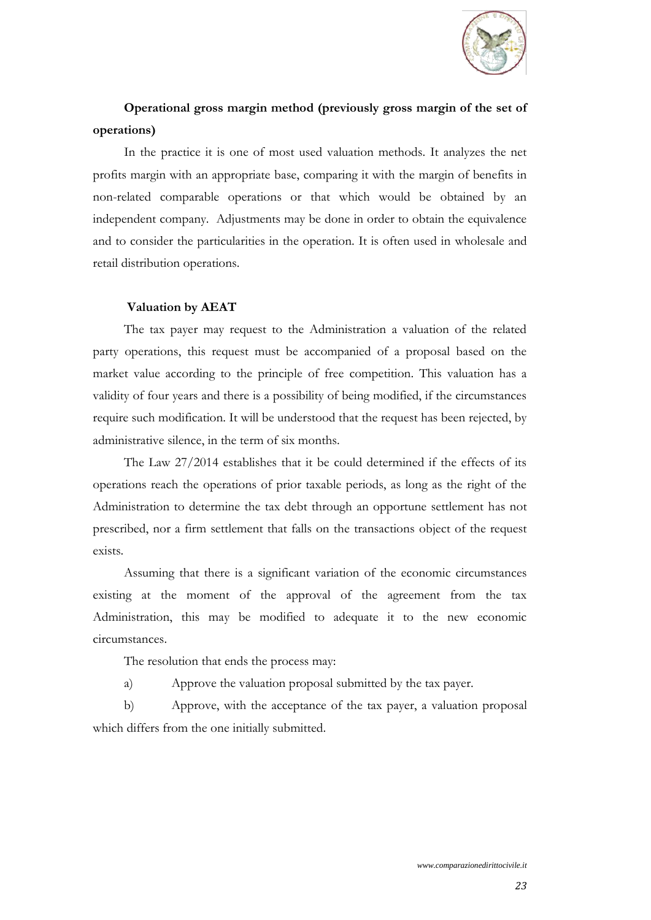**Operational gross margin method (previously gross margin of the set of operations)**

In the practice it is one of most used valuation methods. It analyzes the net profits margin with an appropriate base, comparing it with the margin of benefits in non-related comparable operations or that which would be obtained by an independent company. Adjustments may be done in order to obtain the equivalence and to consider the particularities in the operation. It is often used in wholesale and retail distribution operations.

**Valuation by AEAT**

The tax payer may request to the Administration a valuation of the related party operations, this request must be accompanied of a proposal based on the market value according to the principle of free competition. This valuation has a validity of four years and there is a possibility of being modified, if the circumstances require such modification. It will be understood that the request has been rejected, by administrative silence, in the term of six months.

The Law 27/2014 establishes that it be could determined if the effects of its operations reach the operations of prior taxable periods, as long as the right of the Administration to determine the tax debt through an opportune settlement has not prescribed, nor a firm settlement that falls on the transactions object of the request exists.

Assuming that there is a significant variation of the economic circumstances existing at the moment of the approval of the agreement from the tax Administration, this may be modified to adequate it to the new economic circumstances.

The resolution that ends the process may:

a) Approve the valuation proposal submitted by the tax payer.

b) Approve, with the acceptance of the tax payer, a valuation proposal which differs from the one initially submitted.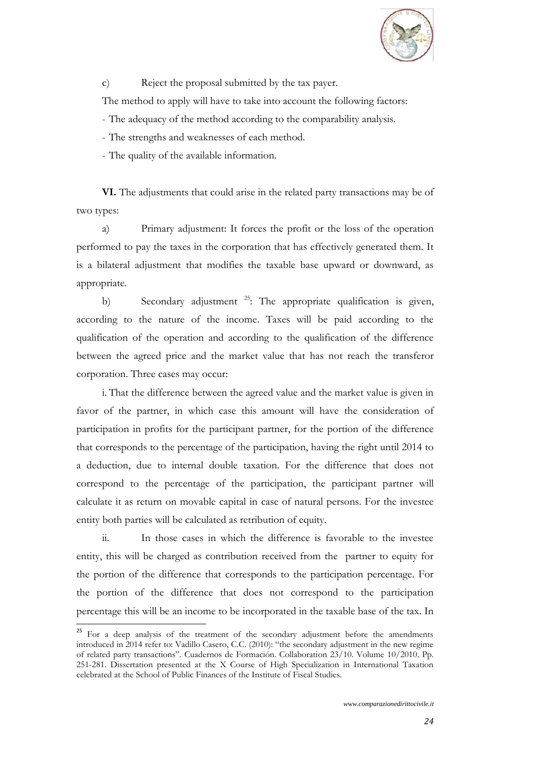c) Reject the proposal submitted by the tax payer.

The method to apply will have to take into account the following factors:

- The adequacy of the method according to the comparability analysis.

- The strengths and weaknesses of each method.

- The quality of the available information.

**VI.** The adjustments that could arise in the related party transactions may be of two types:

a) Primary adjustment: It forces the profit or the loss of the operation performed to pay the taxes in the corporation that has effectively generated them. It is a bilateral adjustment that modifies the taxable base upward or downward, as appropriate.

b) Secondary adjustment [25]: The appropriate qualification is given, according to the nature of the income. Taxes will be paid according to the qualification of the operation and according to the qualification of the difference between the agreed price and the market value that has not reach the transferor corporation. Three cases may occur:

i. That the difference between the agreed value and the market value is given in favor of the partner, in which case this amount will have the consideration of participation in profits for the participant partner, for the portion of the difference that corresponds to the percentage of the participation, having the right until 2014 to a deduction, due to internal double taxation. For the difference that does not correspond to the percentage of the participation, the participant partner will calculate it as return on movable capital in case of natural persons. For the investee entity both parties will be calculated as retribution of equity.

ii. In those cases in which the difference is favorable to the investee entity, this will be charged as contribution received from the partner to equity for the portion of the difference that corresponds to the participation percentage. For the portion of the difference that does not correspond to the participation percentage this will be an income to be incorporated in the taxable base of the tax. In

[25] For a deep analysis of the treatment of the secondary adjustment before the amendments introduced in 2014 refer to: Vadillo Casero, C.C. (2010): "the secondary adjustment in the new regime of related party transactions". Cuadernos de Formación. Collaboration 23/10. Volume 10/2010. Pp. 251-281. Dissertation presented at the X Course of High Specialization in International Taxation celebrated at the School of Public Finances of the Institute of Fiscal Studies.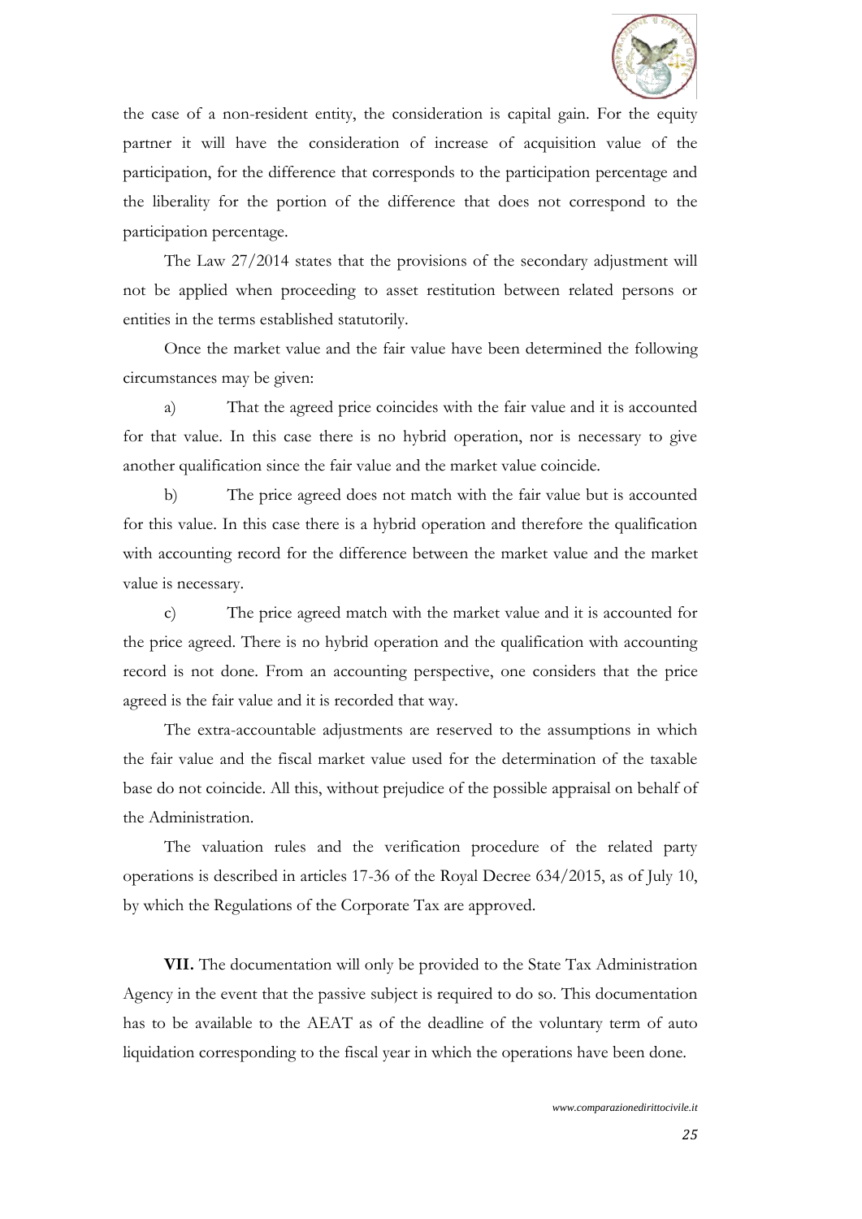the case of a non-resident entity, the consideration is capital gain. For the equity partner it will have the consideration of increase of acquisition value of the participation, for the difference that corresponds to the participation percentage and the liberality for the portion of the difference that does not correspond to the participation percentage.

The Law 27/2014 states that the provisions of the secondary adjustment will not be applied when proceeding to asset restitution between related persons or entities in the terms established statutorily.

Once the market value and the fair value have been determined the following circumstances may be given:

a) That the agreed price coincides with the fair value and it is accounted for that value. In this case there is no hybrid operation, nor is necessary to give another qualification since the fair value and the market value coincide.

b) The price agreed does not match with the fair value but is accounted for this value. In this case there is a hybrid operation and therefore the qualification with accounting record for the difference between the market value and the market value is necessary.

c) The price agreed match with the market value and it is accounted for the price agreed. There is no hybrid operation and the qualification with accounting record is not done. From an accounting perspective, one considers that the price agreed is the fair value and it is recorded that way.

The extra-accountable adjustments are reserved to the assumptions in which the fair value and the fiscal market value used for the determination of the taxable base do not coincide. All this, without prejudice of the possible appraisal on behalf of the Administration.

The valuation rules and the verification procedure of the related party operations is described in articles 17-36 of the Royal Decree 634/2015, as of July 10, by which the Regulations of the Corporate Tax are approved.

**VII.** The documentation will only be provided to the State Tax Administration Agency in the event that the passive subject is required to do so. This documentation has to be available to the AEAT as of the deadline of the voluntary term of auto liquidation corresponding to the fiscal year in which the operations have been done.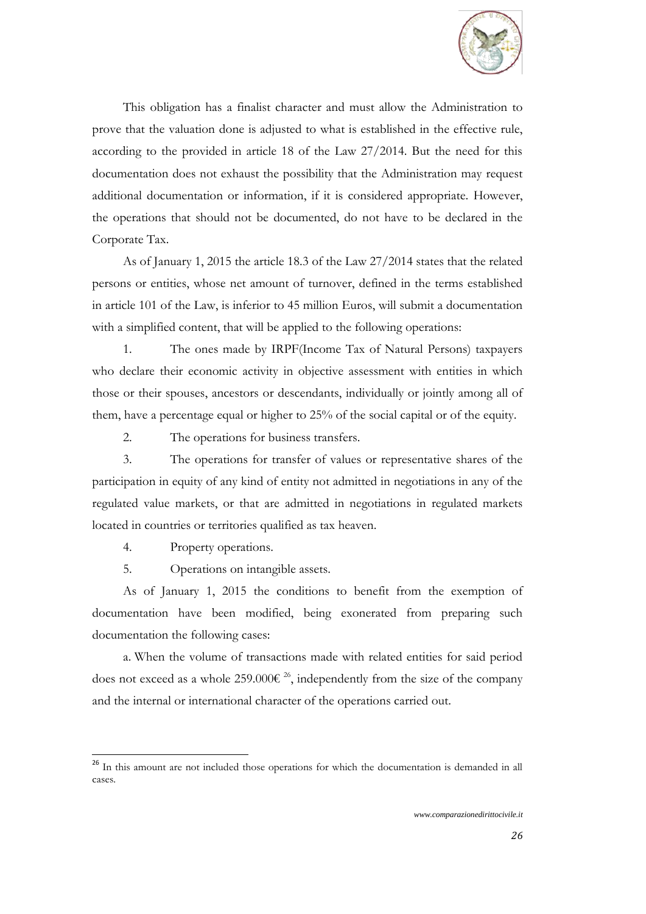This obligation has a finalist character and must allow the Administration to prove that the valuation done is adjusted to what is established in the effective rule, according to the provided in article 18 of the Law 27/2014. But the need for this documentation does not exhaust the possibility that the Administration may request additional documentation or information, if it is considered appropriate. However, the operations that should not be documented, do not have to be declared in the Corporate Tax.

As of January 1, 2015 the article 18.3 of the Law 27/2014 states that the related persons or entities, whose net amount of turnover, defined in the terms established in article 101 of the Law, is inferior to 45 million Euros, will submit a documentation with a simplified content, that will be applied to the following operations:

1. The ones made by IRPF(Income Tax of Natural Persons) taxpayers who declare their economic activity in objective assessment with entities in which those or their spouses, ancestors or descendants, individually or jointly among all of them, have a percentage equal or higher to 25% of the social capital or of the equity.
2. The operations for business transfers.
3. The operations for transfer of values or representative shares of the participation in equity of any kind of entity not admitted in negotiations in any of the regulated value markets, or that are admitted in negotiations in regulated markets located in countries or territories qualified as tax heaven.
4. Property operations.
5. Operations on intangible assets.

As of January 1, 2015 the conditions to benefit from the exemption of documentation have been modified, being exonerated from preparing such documentation the following cases:

a. When the volume of transactions made with related entities for said period does not exceed as a whole 259.000€ [26], independently from the size of the company and the internal or international character of the operations carried out.

[26] In this amount are not included those operations for which the documentation is demanded in all cases.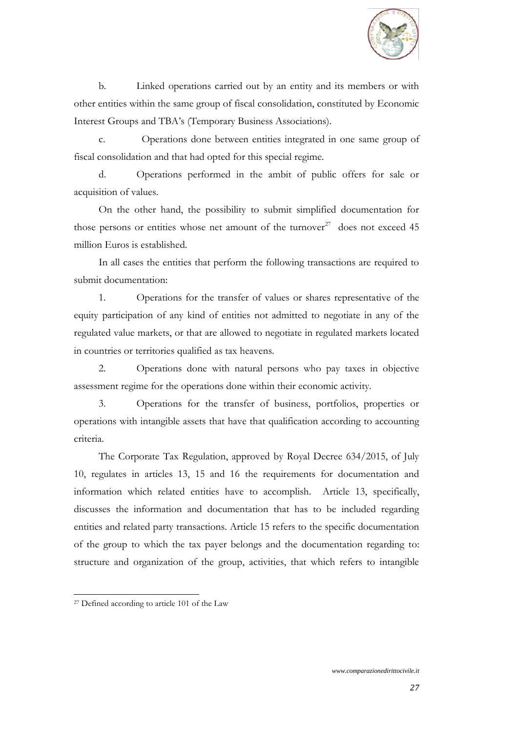b. Linked operations carried out by an entity and its members or with other entities within the same group of fiscal consolidation, constituted by Economic Interest Groups and TBA's (Temporary Business Associations).

c. Operations done between entities integrated in one same group of fiscal consolidation and that had opted for this special regime.

d. Operations performed in the ambit of public offers for sale or acquisition of values.

On the other hand, the possibility to submit simplified documentation for those persons or entities whose net amount of the turnover[27] does not exceed 45 million Euros is established.

In all cases the entities that perform the following transactions are required to submit documentation:

1. Operations for the transfer of values or shares representative of the equity participation of any kind of entities not admitted to negotiate in any of the regulated value markets, or that are allowed to negotiate in regulated markets located in countries or territories qualified as tax heavens.

2. Operations done with natural persons who pay taxes in objective assessment regime for the operations done within their economic activity.

3. Operations for the transfer of business, portfolios, properties or operations with intangible assets that have that qualification according to accounting criteria.

The Corporate Tax Regulation, approved by Royal Decree 634/2015, of July 10, regulates in articles 13, 15 and 16 the requirements for documentation and information which related entities have to accomplish. Article 13, specifically, discusses the information and documentation that has to be included regarding entities and related party transactions. Article 15 refers to the specific documentation of the group to which the tax payer belongs and the documentation regarding to: structure and organization of the group, activities, that which refers to intangible

[27] Defined according to article 101 of the Law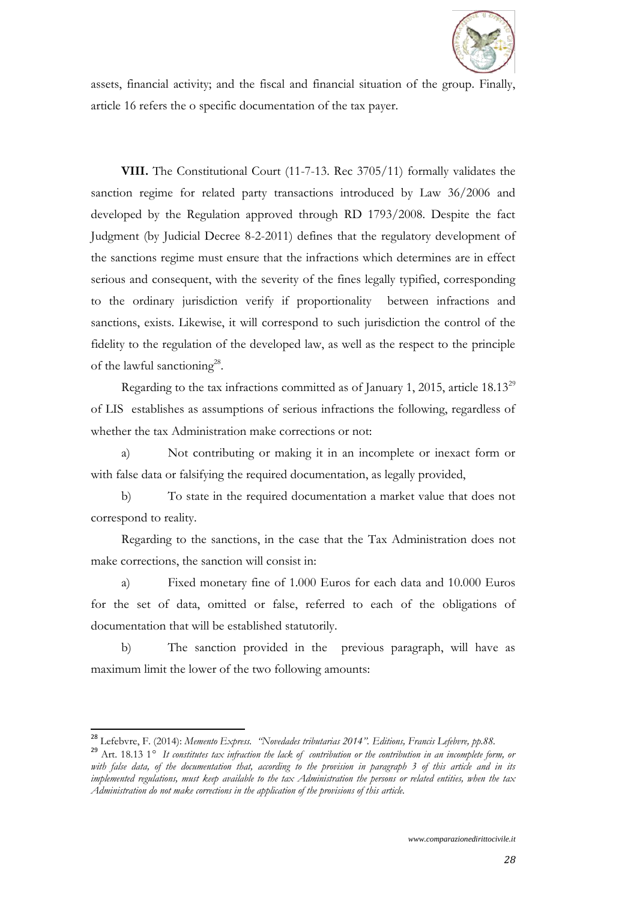assets, financial activity; and the fiscal and financial situation of the group. Finally, article 16 refers the o specific documentation of the tax payer.

**VIII.** The Constitutional Court (11-7-13. Rec 3705/11) formally validates the sanction regime for related party transactions introduced by Law 36/2006 and developed by the Regulation approved through RD 1793/2008. Despite the fact Judgment (by Judicial Decree 8-2-2011) defines that the regulatory development of the sanctions regime must ensure that the infractions which determines are in effect serious and consequent, with the severity of the fines legally typified, corresponding to the ordinary jurisdiction verify if proportionality between infractions and sanctions, exists. Likewise, it will correspond to such jurisdiction the control of the fidelity to the regulation of the developed law, as well as the respect to the principle of the lawful sanctioning[28].

Regarding to the tax infractions committed as of January 1, 2015, article 18.13[29] of LIS establishes as assumptions of serious infractions the following, regardless of whether the tax Administration make corrections or not:

a) Not contributing or making it in an incomplete or inexact form or with false data or falsifying the required documentation, as legally provided,

b) To state in the required documentation a market value that does not correspond to reality.

Regarding to the sanctions, in the case that the Tax Administration does not make corrections, the sanction will consist in:

a) Fixed monetary fine of 1.000 Euros for each data and 10.000 Euros for the set of data, omitted or false, referred to each of the obligations of documentation that will be established statutorily.

b) The sanction provided in the previous paragraph, will have as maximum limit the lower of the two following amounts:

---

[28] Lefebvre, F. (2014): *Memento Express. "Novedades tributarias 2014". Editions, Francis Lefebvre, pp.88.*

[29] Art. 18.13 1° *It constitutes tax infraction the lack of contribution or the contribution in an incomplete form, or with false data, of the documentation that, according to the provision in paragraph 3 of this article and in its implemented regulations, must keep available to the tax Administration the persons or related entities, when the tax Administration do not make corrections in the application of the provisions of this article.*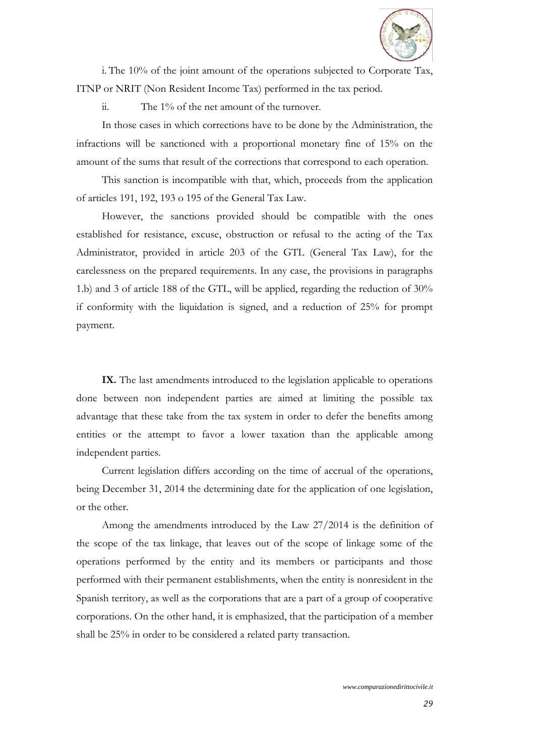i. The 10% of the joint amount of the operations subjected to Corporate Tax, ITNP or NRIT (Non Resident Income Tax) performed in the tax period.

ii. The 1% of the net amount of the turnover.

In those cases in which corrections have to be done by the Administration, the infractions will be sanctioned with a proportional monetary fine of 15% on the amount of the sums that result of the corrections that correspond to each operation.

This sanction is incompatible with that, which, proceeds from the application of articles 191, 192, 193 o 195 of the General Tax Law.

However, the sanctions provided should be compatible with the ones established for resistance, excuse, obstruction or refusal to the acting of the Tax Administrator, provided in article 203 of the GTL (General Tax Law), for the carelessness on the prepared requirements. In any case, the provisions in paragraphs 1.b) and 3 of article 188 of the GTL, will be applied, regarding the reduction of 30% if conformity with the liquidation is signed, and a reduction of 25% for prompt payment.

**IX.** The last amendments introduced to the legislation applicable to operations done between non independent parties are aimed at limiting the possible tax advantage that these take from the tax system in order to defer the benefits among entities or the attempt to favor a lower taxation than the applicable among independent parties.

Current legislation differs according on the time of accrual of the operations, being December 31, 2014 the determining date for the application of one legislation, or the other.

Among the amendments introduced by the Law 27/2014 is the definition of the scope of the tax linkage, that leaves out of the scope of linkage some of the operations performed by the entity and its members or participants and those performed with their permanent establishments, when the entity is nonresident in the Spanish territory, as well as the corporations that are a part of a group of cooperative corporations. On the other hand, it is emphasized, that the participation of a member shall be 25% in order to be considered a related party transaction.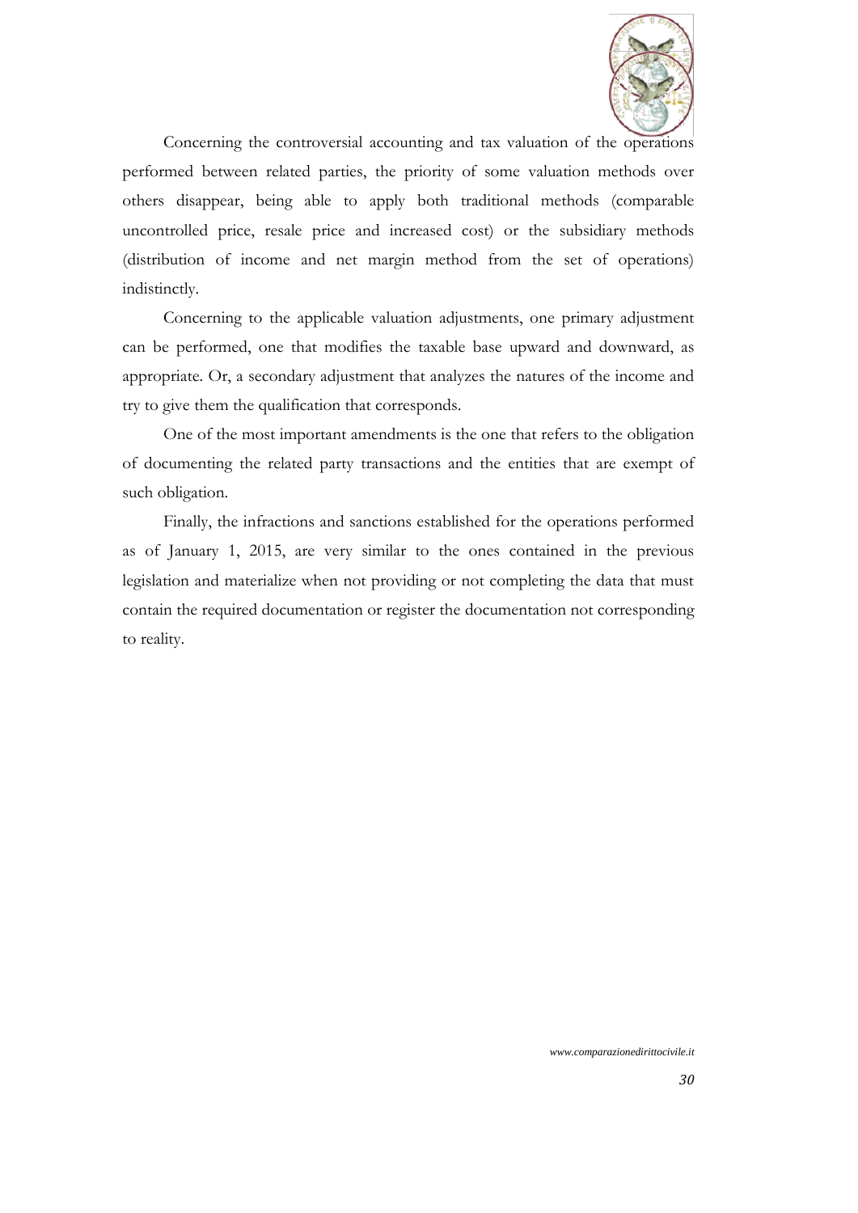Concerning the controversial accounting and tax valuation of the operations performed between related parties, the priority of some valuation methods over others disappear, being able to apply both traditional methods (comparable uncontrolled price, resale price and increased cost) or the subsidiary methods (distribution of income and net margin method from the set of operations) indistinctly.

Concerning to the applicable valuation adjustments, one primary adjustment can be performed, one that modifies the taxable base upward and downward, as appropriate. Or, a secondary adjustment that analyzes the natures of the income and try to give them the qualification that corresponds.

One of the most important amendments is the one that refers to the obligation of documenting the related party transactions and the entities that are exempt of such obligation.

Finally, the infractions and sanctions established for the operations performed as of January 1, 2015, are very similar to the ones contained in the previous legislation and materialize when not providing or not completing the data that must contain the required documentation or register the documentation not corresponding to reality.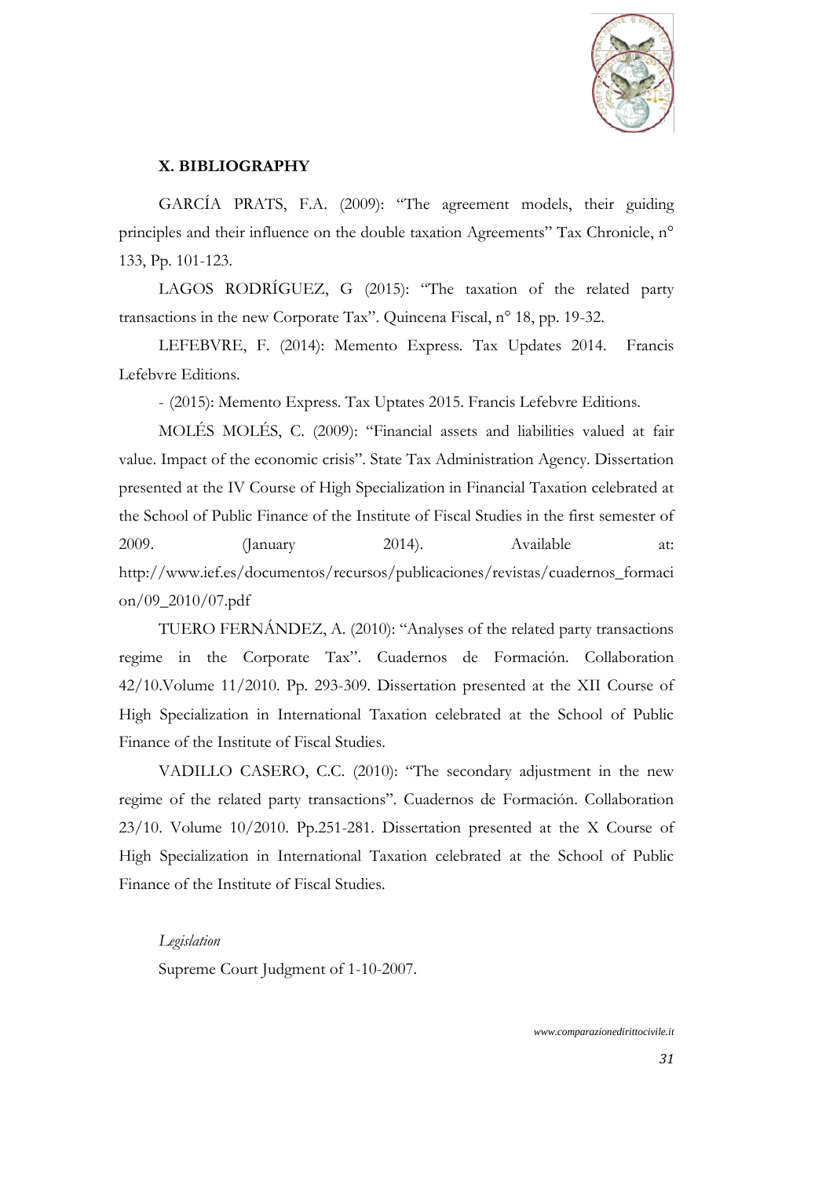## X. BIBLIOGRAPHY

GARCÍA PRATS, F.A. (2009): "The agreement models, their guiding principles and their influence on the double taxation Agreements" Tax Chronicle, n° 133, Pp. 101-123.

LAGOS RODRÍGUEZ, G (2015): "The taxation of the related party transactions in the new Corporate Tax". Quincena Fiscal, n° 18, pp. 19-32.

LEFEBVRE, F. (2014): Memento Express. Tax Updates 2014. Francis Lefebvre Editions.

- (2015): Memento Express. Tax Uptates 2015. Francis Lefebvre Editions.

MOLÉS MOLÉS, C. (2009): "Financial assets and liabilities valued at fair value. Impact of the economic crisis". State Tax Administration Agency. Dissertation presented at the IV Course of High Specialization in Financial Taxation celebrated at the School of Public Finance of the Institute of Fiscal Studies in the first semester of 2009. (January 2014). Available at: http://www.ief.es/documentos/recursos/publicaciones/revistas/cuadernos_formacion/09_2010/07.pdf

TUERO FERNÁNDEZ, A. (2010): "Analyses of the related party transactions regime in the Corporate Tax". Cuadernos de Formación. Collaboration 42/10.Volume 11/2010. Pp. 293-309. Dissertation presented at the XII Course of High Specialization in International Taxation celebrated at the School of Public Finance of the Institute of Fiscal Studies.

VADILLO CASERO, C.C. (2010): "The secondary adjustment in the new regime of the related party transactions". Cuadernos de Formación. Collaboration 23/10. Volume 10/2010. Pp.251-281. Dissertation presented at the X Course of High Specialization in International Taxation celebrated at the School of Public Finance of the Institute of Fiscal Studies.

*Legislation*

Supreme Court Judgment of 1-10-2007.